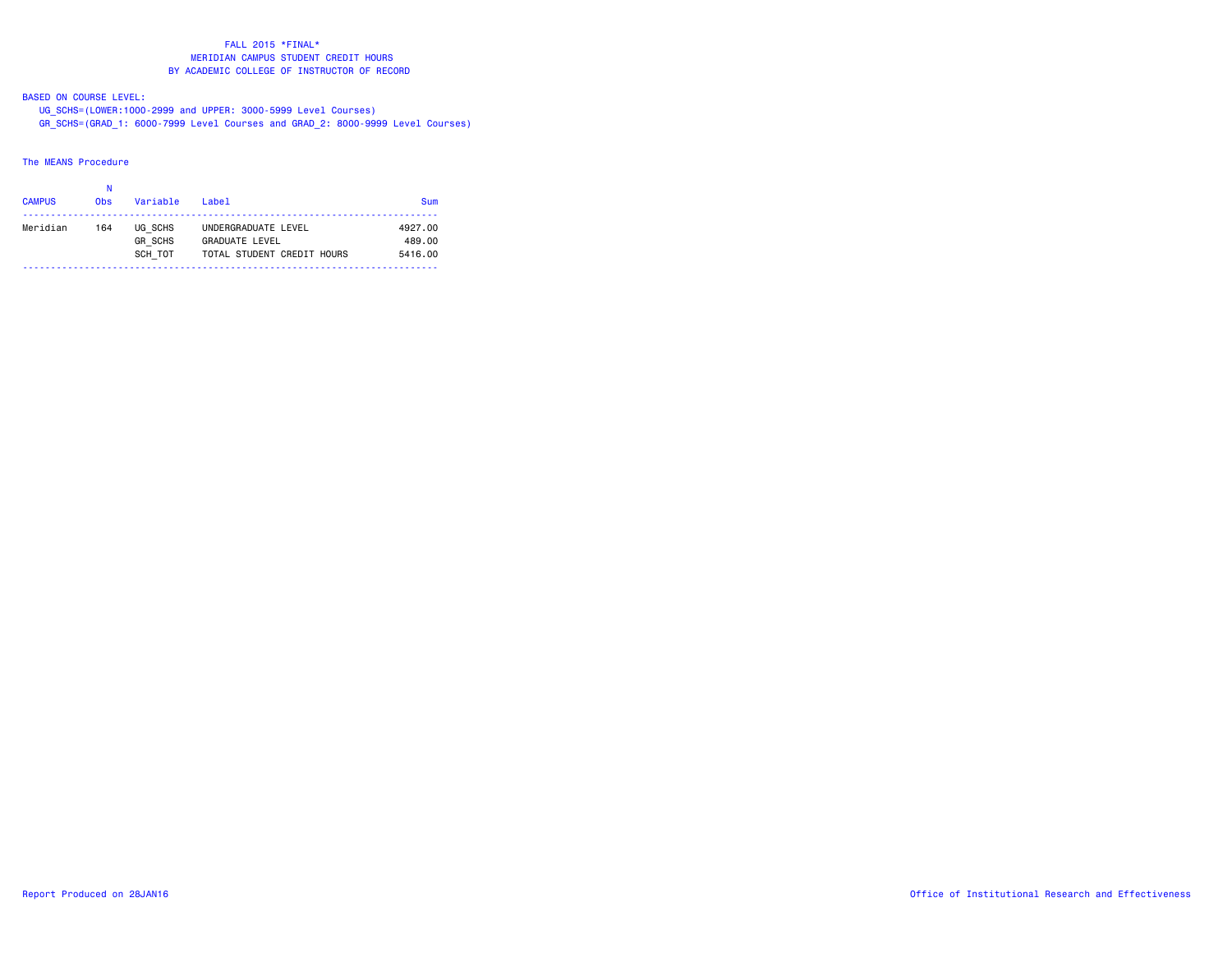# FALL 2015 *FINAL*
## MERIDIAN CAMPUS STUDENT CREDIT HOURS
## BY ACADEMIC COLLEGE OF INSTRUCTOR OF RECORD

BASED ON COURSE LEVEL:

UG_SCHS=(LOWER:1000-2999 and UPPER: 3000-5999 Level Courses)

GR_SCHS=(GRAD_1: 6000-7999 Level Courses and GRAD_2: 8000-9999 Level Courses)

The MEANS Procedure

| CAMPUS | N Obs | Variable | Label | Sum |
|---|---|---|---|---|
| Meridian | 164 | UG_SCHS | UNDERGRADUATE LEVEL | 4927.00 |
| | | GR_SCHS | GRADUATE LEVEL | 489.00 |
| | | SCH_TOT | TOTAL STUDENT CREDIT HOURS | 5416.00 |

Report Produced on 28JAN16

Office of Institutional Research and Effectiveness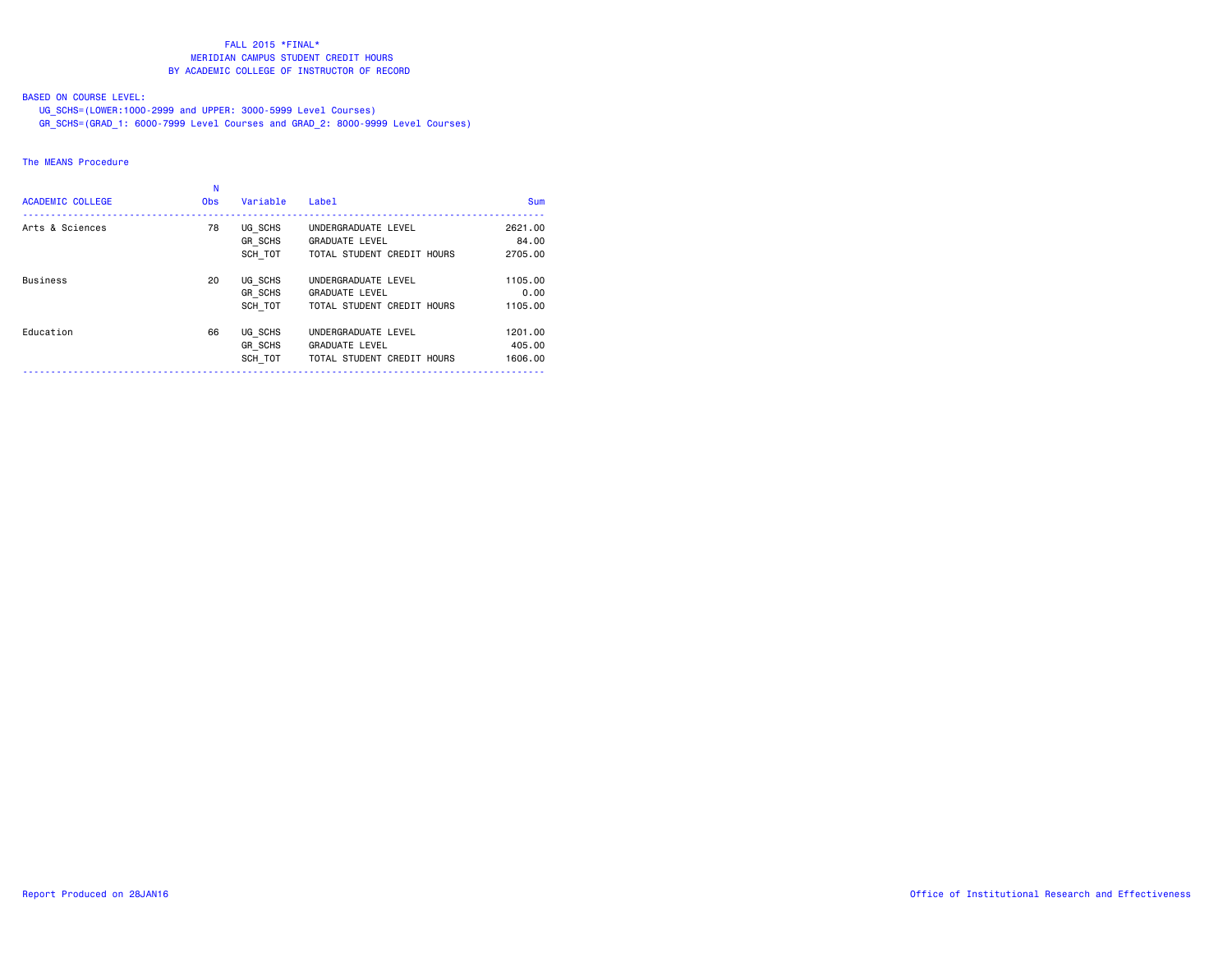FALL 2015 *FINAL*
MERIDIAN CAMPUS STUDENT CREDIT HOURS
BY ACADEMIC COLLEGE OF INSTRUCTOR OF RECORD

BASED ON COURSE LEVEL:
UG_SCHS=(LOWER:1000-2999 and UPPER: 3000-5999 Level Courses)
GR_SCHS=(GRAD_1: 6000-7999 Level Courses and GRAD_2: 8000-9999 Level Courses)

The MEANS Procedure

| ACADEMIC COLLEGE | N Obs | Variable | Label | Sum |
|---|---|---|---|---|
| Arts & Sciences | 78 | UG_SCHS | UNDERGRADUATE LEVEL | 2621.00 |
| | | GR_SCHS | GRADUATE LEVEL | 84.00 |
| | | SCH_TOT | TOTAL STUDENT CREDIT HOURS | 2705.00 |
| Business | 20 | UG_SCHS | UNDERGRADUATE LEVEL | 1105.00 |
| | | GR_SCHS | GRADUATE LEVEL | 0.00 |
| | | SCH_TOT | TOTAL STUDENT CREDIT HOURS | 1105.00 |
| Education | 66 | UG_SCHS | UNDERGRADUATE LEVEL | 1201.00 |
| | | GR_SCHS | GRADUATE LEVEL | 405.00 |
| | | SCH_TOT | TOTAL STUDENT CREDIT HOURS | 1606.00 |

Report Produced on 28JAN16

Office of Institutional Research and Effectiveness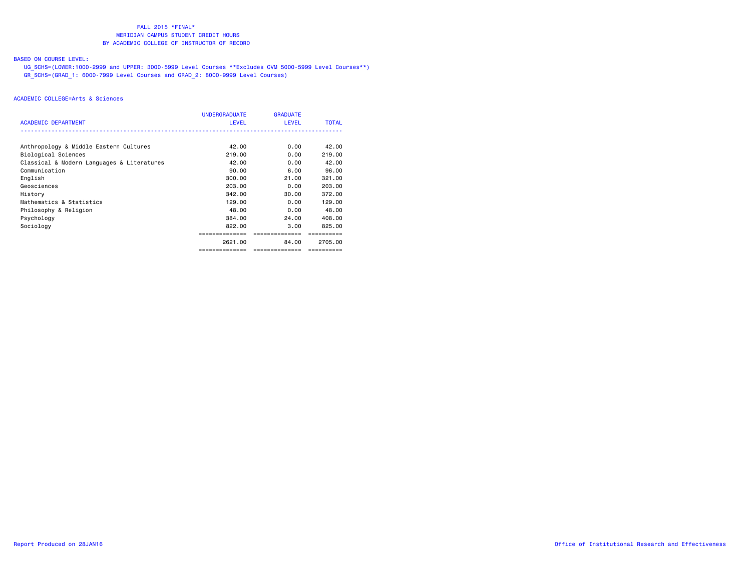FALL 2015 *FINAL*
MERIDIAN CAMPUS STUDENT CREDIT HOURS
BY ACADEMIC COLLEGE OF INSTRUCTOR OF RECORD

BASED ON COURSE LEVEL:

UG_SCHS=(LOWER:1000-2999 and UPPER: 3000-5999 Level Courses **Excludes CVM 5000-5999 Level Courses**)
GR_SCHS=(GRAD_1: 6000-7999 Level Courses and GRAD_2: 8000-9999 Level Courses)

ACADEMIC COLLEGE=Arts & Sciences

| ACADEMIC DEPARTMENT | UNDERGRADUATE LEVEL | GRADUATE LEVEL | TOTAL |
|---|---|---|---|
| Anthropology & Middle Eastern Cultures | 42.00 | 0.00 | 42.00 |
| Biological Sciences | 219.00 | 0.00 | 219.00 |
| Classical & Modern Languages & Literatures | 42.00 | 0.00 | 42.00 |
| Communication | 90.00 | 6.00 | 96.00 |
| English | 300.00 | 21.00 | 321.00 |
| Geosciences | 203.00 | 0.00 | 203.00 |
| History | 342.00 | 30.00 | 372.00 |
| Mathematics & Statistics | 129.00 | 0.00 | 129.00 |
| Philosophy & Religion | 48.00 | 0.00 | 48.00 |
| Psychology | 384.00 | 24.00 | 408.00 |
| Sociology | 822.00 | 3.00 | 825.00 |
| | 2621.00 | 84.00 | 2705.00 |

Report Produced on 28JAN16

Office of Institutional Research and Effectiveness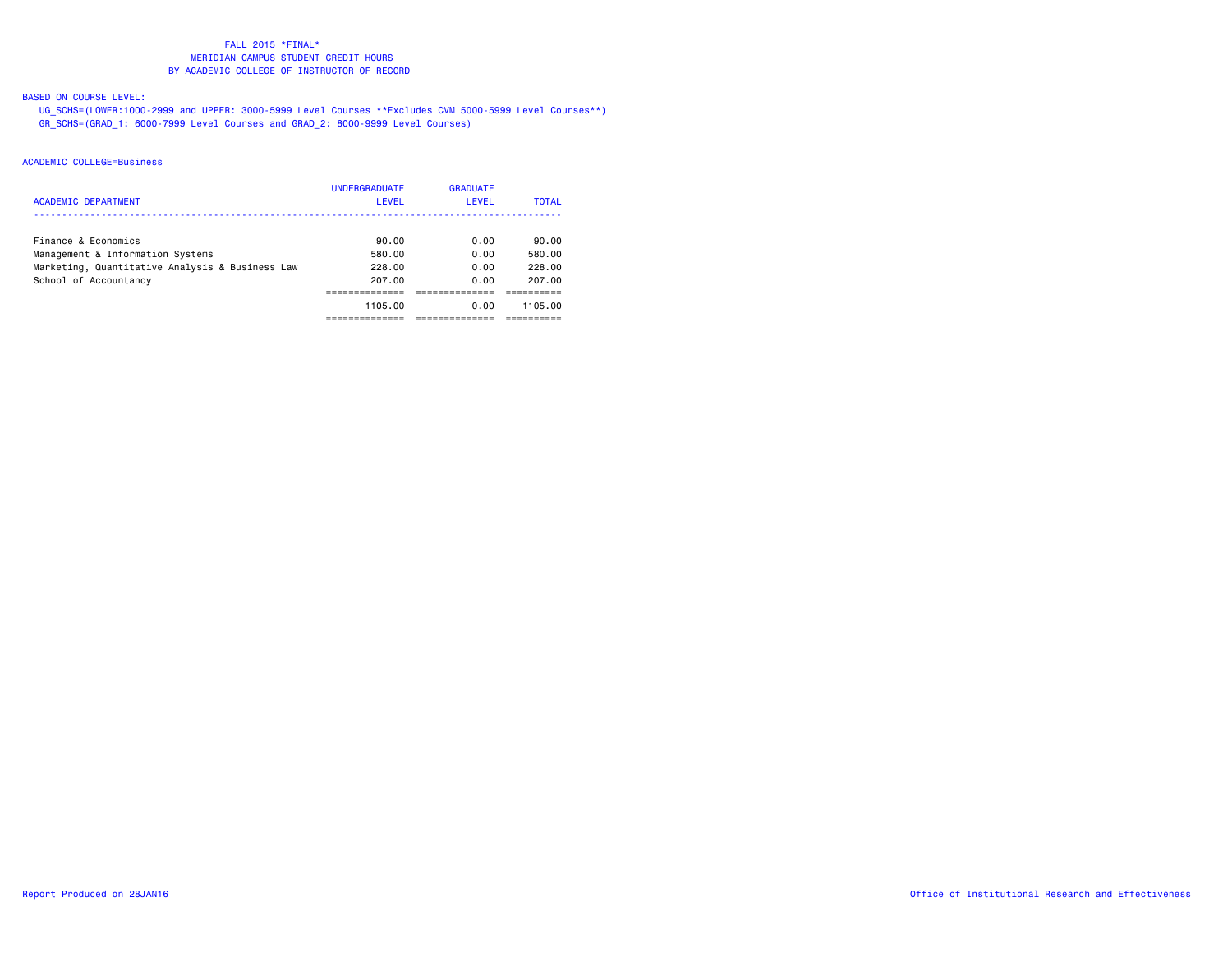FALL 2015 *FINAL*
MERIDIAN CAMPUS STUDENT CREDIT HOURS
BY ACADEMIC COLLEGE OF INSTRUCTOR OF RECORD

BASED ON COURSE LEVEL:

UG_SCHS=(LOWER:1000-2999 and UPPER: 3000-5999 Level Courses **Excludes CVM 5000-5999 Level Courses**)
GR_SCHS=(GRAD_1: 6000-7999 Level Courses and GRAD_2: 8000-9999 Level Courses)

ACADEMIC COLLEGE=Business

| ACADEMIC DEPARTMENT | UNDERGRADUATE LEVEL | GRADUATE LEVEL | TOTAL |
|---|---|---|---|
| Finance & Economics | 90.00 | 0.00 | 90.00 |
| Management & Information Systems | 580.00 | 0.00 | 580.00 |
| Marketing, Quantitative Analysis & Business Law | 228.00 | 0.00 | 228.00 |
| School of Accountancy | 207.00 | 0.00 | 207.00 |
| | 1105.00 | 0.00 | 1105.00 |

Report Produced on 28JAN16

Office of Institutional Research and Effectiveness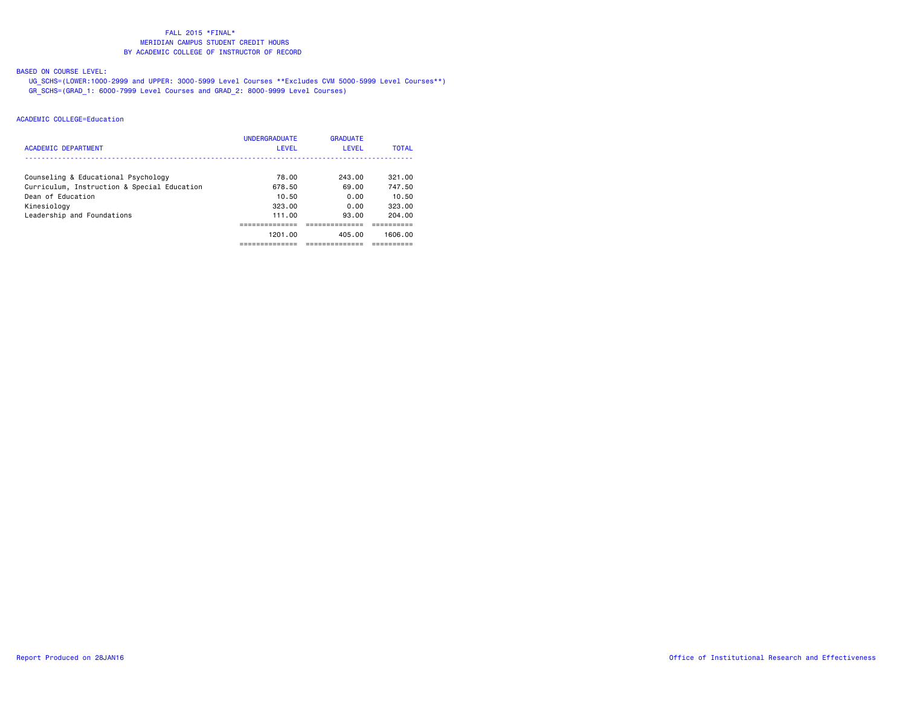FALL 2015 *FINAL*
MERIDIAN CAMPUS STUDENT CREDIT HOURS
BY ACADEMIC COLLEGE OF INSTRUCTOR OF RECORD

BASED ON COURSE LEVEL:

UG_SCHS=(LOWER:1000-2999 and UPPER: 3000-5999 Level Courses **Excludes CVM 5000-5999 Level Courses**)
GR_SCHS=(GRAD_1: 6000-7999 Level Courses and GRAD_2: 8000-9999 Level Courses)

ACADEMIC COLLEGE=Education

| ACADEMIC DEPARTMENT | UNDERGRADUATE LEVEL | GRADUATE LEVEL | TOTAL |
|---|---|---|---|
| Counseling & Educational Psychology | 78.00 | 243.00 | 321.00 |
| Curriculum, Instruction & Special Education | 678.50 | 69.00 | 747.50 |
| Dean of Education | 10.50 | 0.00 | 10.50 |
| Kinesiology | 323.00 | 0.00 | 323.00 |
| Leadership and Foundations | 111.00 | 93.00 | 204.00 |
| | 1201.00 | 405.00 | 1606.00 |

Report Produced on 28JAN16 — Office of Institutional Research and Effectiveness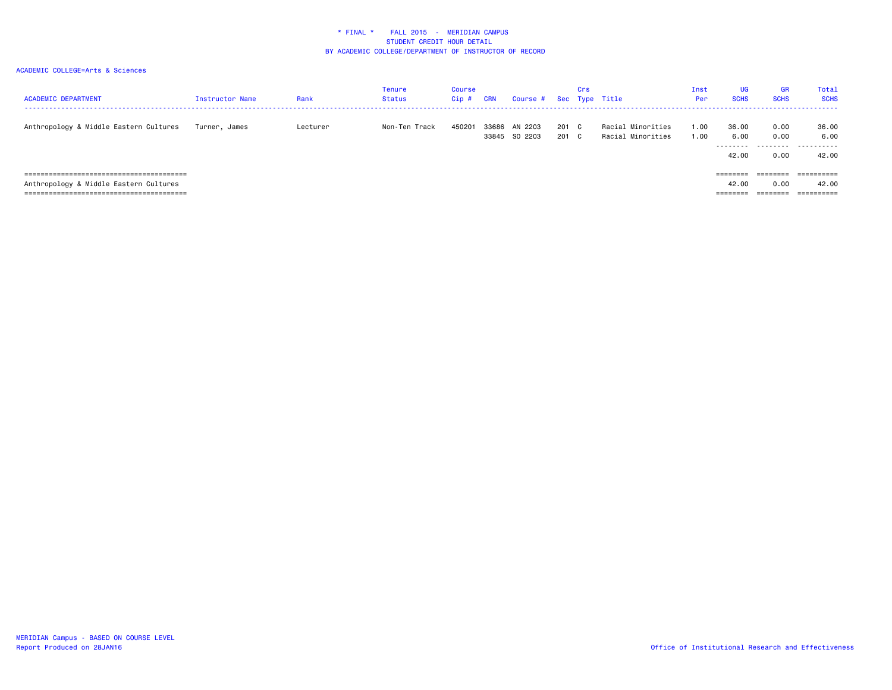# * FINAL * FALL 2015 - MERIDIAN CAMPUS
## STUDENT CREDIT HOUR DETAIL
## BY ACADEMIC COLLEGE/DEPARTMENT OF INSTRUCTOR OF RECORD

ACADEMIC COLLEGE=Arts & Sciences

| ACADEMIC DEPARTMENT | Instructor Name | Rank | Tenure Status | Course Cip # | CRN | Course # | Sec | Crs Type | Title | Inst Per | UG SCHS | GR SCHS | Total SCHS |
|---|---|---|---|---|---|---|---|---|---|---|---|---|---|
| Anthropology & Middle Eastern Cultures | Turner, James | Lecturer | Non-Ten Track | 450201 | 33686 | AN 2203 | 201 | C | Racial Minorities | 1.00 | 36.00 | 0.00 | 36.00 |
| | | | | | 33845 | SO 2203 | 201 | C | Racial Minorities | 1.00 | 6.00 | 0.00 | 6.00 |
| | | | | | | | | | | | 42.00 | 0.00 | 42.00 |
| Anthropology & Middle Eastern Cultures | | | | | | | | | | | 42.00 | 0.00 | 42.00 |

MERIDIAN Campus - BASED ON COURSE LEVEL
Report Produced on 28JAN16

Office of Institutional Research and Effectiveness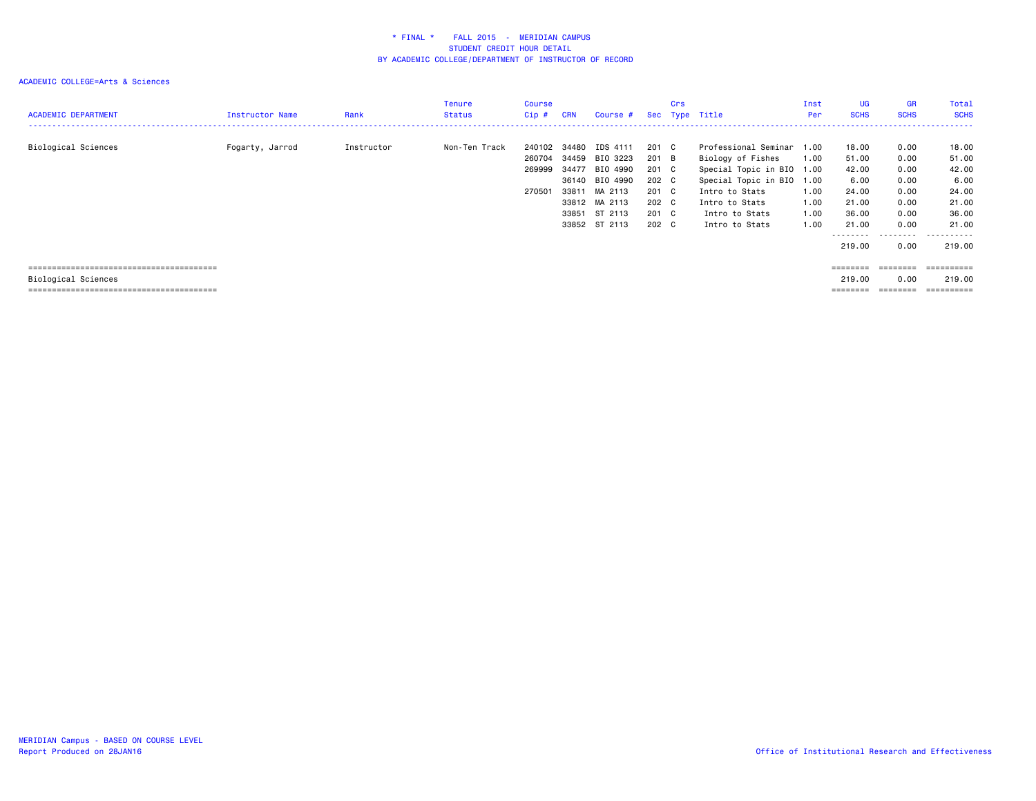\* FINAL \* FALL 2015 - MERIDIAN CAMPUS
STUDENT CREDIT HOUR DETAIL
BY ACADEMIC COLLEGE/DEPARTMENT OF INSTRUCTOR OF RECORD

ACADEMIC COLLEGE=Arts & Sciences

| ACADEMIC DEPARTMENT | Instructor Name | Rank | Tenure Status | Course Cip # | CRN | Course # | Sec | Crs Type | Title | Inst Per | UG SCHS | GR SCHS | Total SCHS |
|---|---|---|---|---|---|---|---|---|---|---|---|---|---|
| Biological Sciences | Fogarty, Jarrod | Instructor | Non-Ten Track | 240102 | 34480 | IDS 4111 | 201 | C | Professional Seminar | 1.00 | 18.00 | 0.00 | 18.00 |
| | | | | 260704 | 34459 | BIO 3223 | 201 | B | Biology of Fishes | 1.00 | 51.00 | 0.00 | 51.00 |
| | | | | 269999 | 34477 | BIO 4990 | 201 | C | Special Topic in BIO | 1.00 | 42.00 | 0.00 | 42.00 |
| | | | | | 36140 | BIO 4990 | 202 | C | Special Topic in BIO | 1.00 | 6.00 | 0.00 | 6.00 |
| | | | | 270501 | 33811 | MA 2113 | 201 | C | Intro to Stats | 1.00 | 24.00 | 0.00 | 24.00 |
| | | | | | 33812 | MA 2113 | 202 | C | Intro to Stats | 1.00 | 21.00 | 0.00 | 21.00 |
| | | | | | 33851 | ST 2113 | 201 | C | Intro to Stats | 1.00 | 36.00 | 0.00 | 36.00 |
| | | | | | 33852 | ST 2113 | 202 | C | Intro to Stats | 1.00 | 21.00 | 0.00 | 21.00 |
| | | | | | | | | | | | 219.00 | 0.00 | 219.00 |
| Biological Sciences | | | | | | | | | | | 219.00 | 0.00 | 219.00 |

MERIDIAN Campus - BASED ON COURSE LEVEL
Report Produced on 28JAN16

Office of Institutional Research and Effectiveness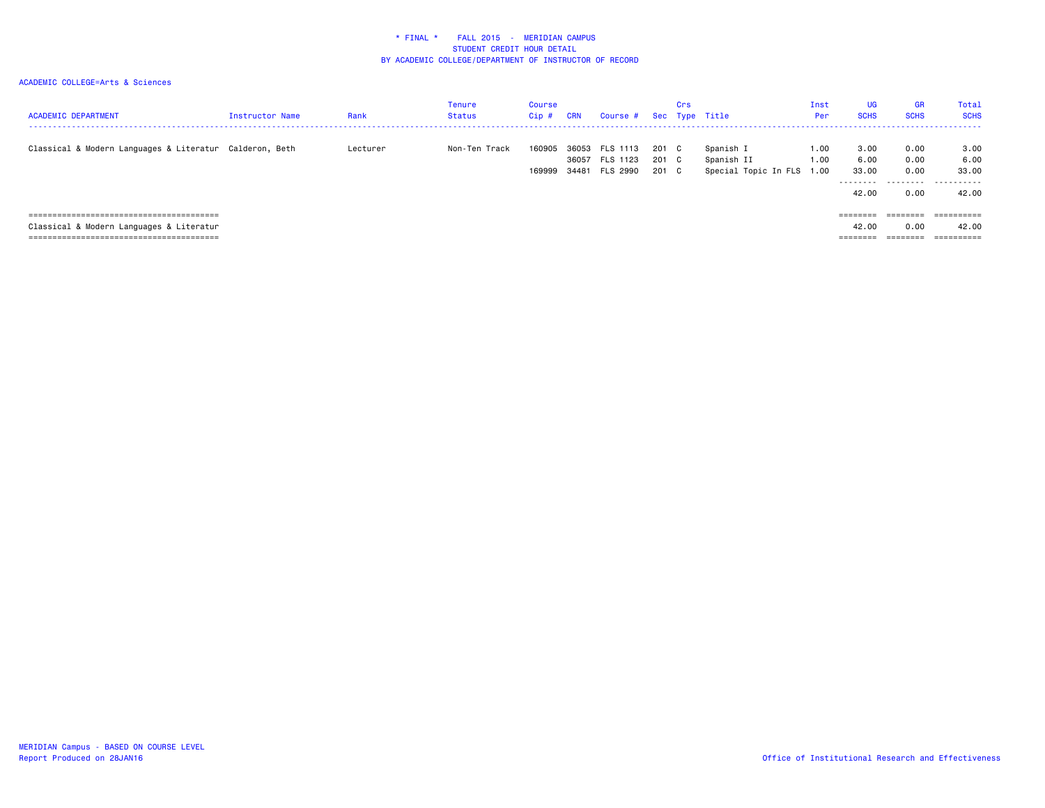\* FINAL \* FALL 2015 - MERIDIAN CAMPUS
STUDENT CREDIT HOUR DETAIL
BY ACADEMIC COLLEGE/DEPARTMENT OF INSTRUCTOR OF RECORD

ACADEMIC COLLEGE=Arts & Sciences

| ACADEMIC DEPARTMENT | Instructor Name | Rank | Tenure Status | Course Cip # | CRN | Course # | Sec | Crs Type | Title | Inst Per | UG SCHS | GR SCHS | Total SCHS |
|---|---|---|---|---|---|---|---|---|---|---|---|---|---|
| Classical & Modern Languages & Literatur | Calderon, Beth | Lecturer | Non-Ten Track | 160905 | 36053 | FLS 1113 | 201 | C | Spanish I | 1.00 | 3.00 | 0.00 | 3.00 |
| | | | | | 36057 | FLS 1123 | 201 | C | Spanish II | 1.00 | 6.00 | 0.00 | 6.00 |
| | | | | 169999 | 34481 | FLS 2990 | 201 | C | Special Topic In FLS | 1.00 | 33.00 | 0.00 | 33.00 |
| | | | | | | | | | | | 42.00 | 0.00 | 42.00 |
| Classical & Modern Languages & Literatur | | | | | | | | | | | 42.00 | 0.00 | 42.00 |

MERIDIAN Campus - BASED ON COURSE LEVEL
Report Produced on 28JAN16

Office of Institutional Research and Effectiveness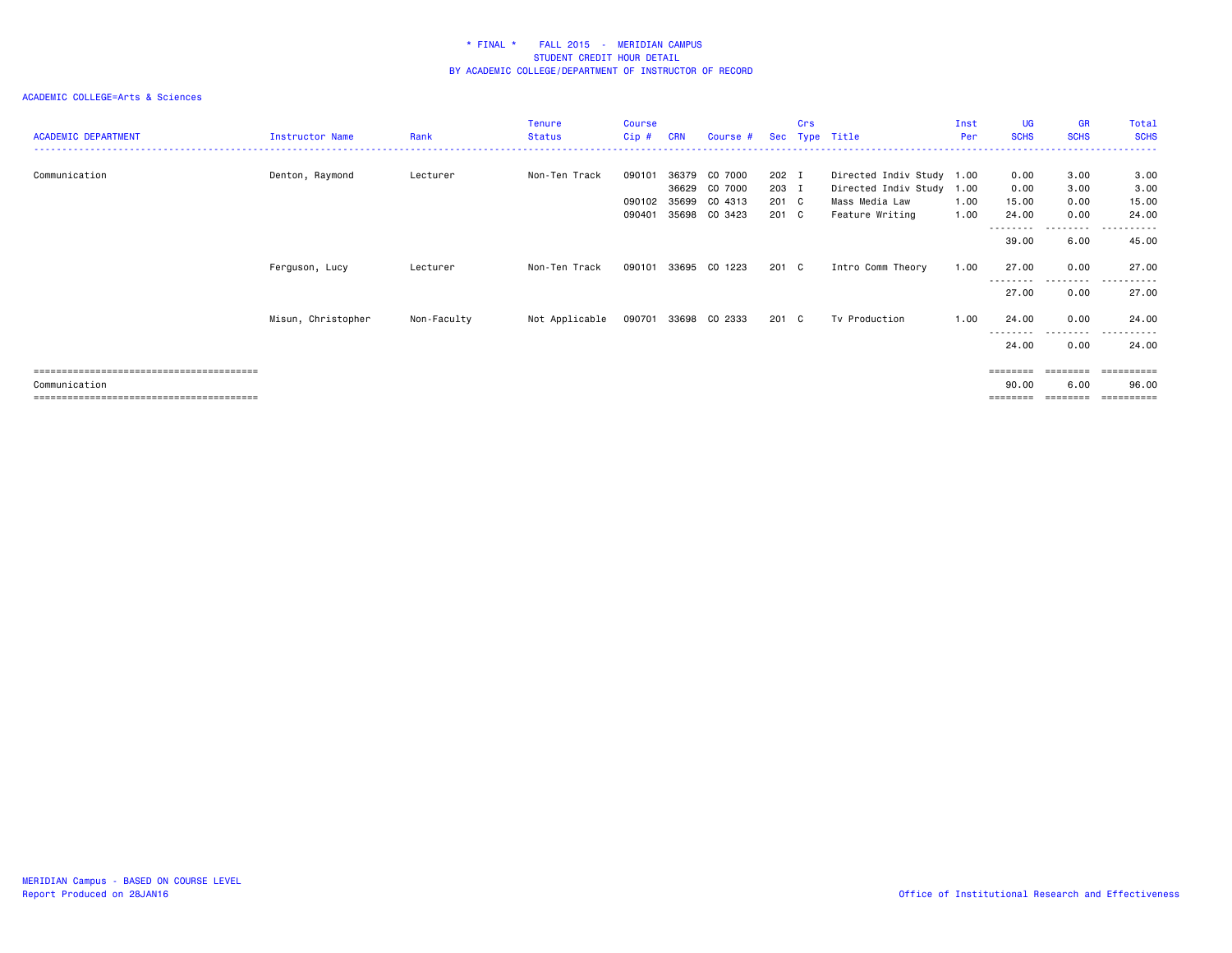\* FINAL \* FALL 2015 - MERIDIAN CAMPUS
STUDENT CREDIT HOUR DETAIL
BY ACADEMIC COLLEGE/DEPARTMENT OF INSTRUCTOR OF RECORD

ACADEMIC COLLEGE=Arts & Sciences

| ACADEMIC DEPARTMENT | Instructor Name | Rank | Tenure Status | Course Cip # | CRN | Course # | Sec | Crs Type | Title | Inst Per | UG SCHS | GR SCHS | Total SCHS |
|---|---|---|---|---|---|---|---|---|---|---|---|---|---|
| Communication | Denton, Raymond | Lecturer | Non-Ten Track | 090101 | 36379 | CO 7000 | 202 | I | Directed Indiv Study | 1.00 | 0.00 | 3.00 | 3.00 |
| | | | | | 36629 | CO 7000 | 203 | I | Directed Indiv Study | 1.00 | 0.00 | 3.00 | 3.00 |
| | | | | 090102 | 35699 | CO 4313 | 201 | C | Mass Media Law | 1.00 | 15.00 | 0.00 | 15.00 |
| | | | | 090401 | 35698 | CO 3423 | 201 | C | Feature Writing | 1.00 | 24.00 | 0.00 | 24.00 |
| | | | | | | | | | | | 39.00 | 6.00 | 45.00 |
| | Ferguson, Lucy | Lecturer | Non-Ten Track | 090101 | 33695 | CO 1223 | 201 | C | Intro Comm Theory | 1.00 | 27.00 | 0.00 | 27.00 |
| | | | | | | | | | | | 27.00 | 0.00 | 27.00 |
| | Misun, Christopher | Non-Faculty | Not Applicable | 090701 | 33698 | CO 2333 | 201 | C | Tv Production | 1.00 | 24.00 | 0.00 | 24.00 |
| | | | | | | | | | | | 24.00 | 0.00 | 24.00 |
| Communication | | | | | | | | | | | 90.00 | 6.00 | 96.00 |

MERIDIAN Campus - BASED ON COURSE LEVEL
Report Produced on 28JAN16

Office of Institutional Research and Effectiveness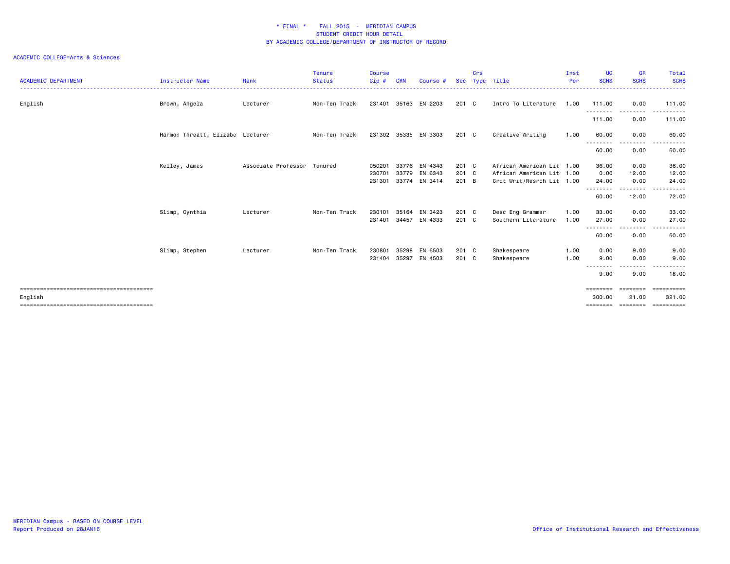\* FINAL \* FALL 2015 - MERIDIAN CAMPUS
STUDENT CREDIT HOUR DETAIL
BY ACADEMIC COLLEGE/DEPARTMENT OF INSTRUCTOR OF RECORD

ACADEMIC COLLEGE=Arts & Sciences

| ACADEMIC DEPARTMENT | Instructor Name | Rank | Tenure Status | Course Cip # | CRN | Course # | Sec | Crs Type | Title | Inst Per | UG SCHS | GR SCHS | Total SCHS |
|---|---|---|---|---|---|---|---|---|---|---|---|---|---|
| English | Brown, Angela | Lecturer | Non-Ten Track | 231401 | 35163 | EN 2203 | 201 | C | Intro To Literature | 1.00 | 111.00 | 0.00 | 111.00 |
| | | | | | | | | | | | 111.00 | 0.00 | 111.00 |
| | Harmon Threatt, Elizabe | Lecturer | Non-Ten Track | 231302 | 35335 | EN 3303 | 201 | C | Creative Writing | 1.00 | 60.00 | 0.00 | 60.00 |
| | | | | | | | | | | | 60.00 | 0.00 | 60.00 |
| | Kelley, James | Associate Professor | Tenured | 050201 | 33776 | EN 4343 | 201 | C | African American Lit | 1.00 | 36.00 | 0.00 | 36.00 |
| | | | | 230701 | 33779 | EN 6343 | 201 | C | African American Lit | 1.00 | 0.00 | 12.00 | 12.00 |
| | | | | 231301 | 33774 | EN 3414 | 201 | B | Crit Writ/Resrch Lit | 1.00 | 24.00 | 0.00 | 24.00 |
| | | | | | | | | | | | 60.00 | 12.00 | 72.00 |
| | Slimp, Cynthia | Lecturer | Non-Ten Track | 230101 | 35164 | EN 3423 | 201 | C | Desc Eng Grammar | 1.00 | 33.00 | 0.00 | 33.00 |
| | | | | 231401 | 34457 | EN 4333 | 201 | C | Southern Literature | 1.00 | 27.00 | 0.00 | 27.00 |
| | | | | | | | | | | | 60.00 | 0.00 | 60.00 |
| | Slimp, Stephen | Lecturer | Non-Ten Track | 230801 | 35298 | EN 6503 | 201 | C | Shakespeare | 1.00 | 0.00 | 9.00 | 9.00 |
| | | | | 231404 | 35297 | EN 4503 | 201 | C | Shakespeare | 1.00 | 9.00 | 0.00 | 9.00 |
| | | | | | | | | | | | 9.00 | 9.00 | 18.00 |
| English | | | | | | | | | | | 300.00 | 21.00 | 321.00 |

MERIDIAN Campus - BASED ON COURSE LEVEL
Report Produced on 28JAN16

Office of Institutional Research and Effectiveness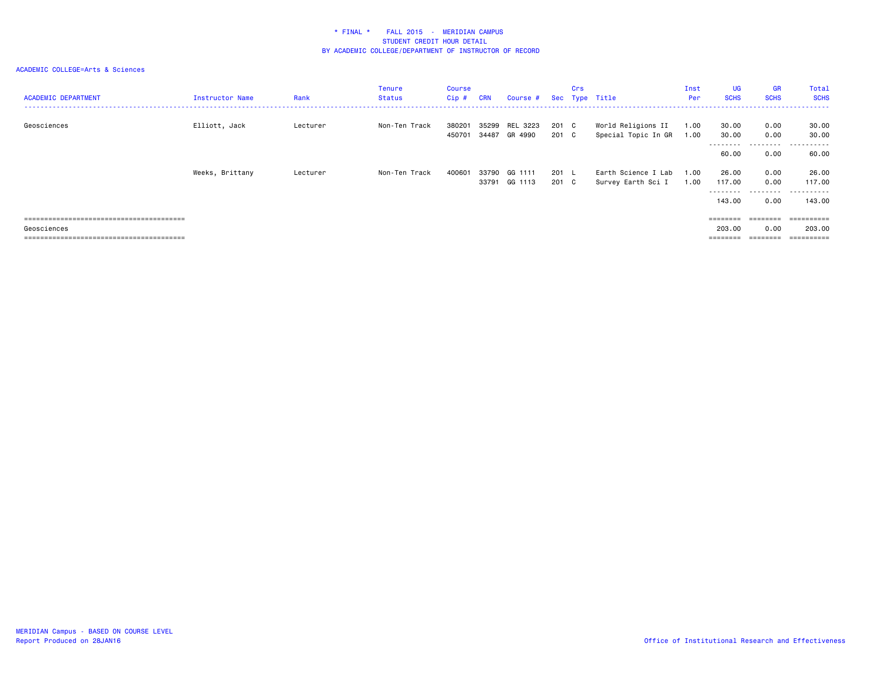# * FINAL * FALL 2015 - MERIDIAN CAMPUS
## STUDENT CREDIT HOUR DETAIL
## BY ACADEMIC COLLEGE/DEPARTMENT OF INSTRUCTOR OF RECORD

ACADEMIC COLLEGE=Arts & Sciences

| ACADEMIC DEPARTMENT | Instructor Name | Rank | Tenure Status | Course Cip # | CRN | Course # | Sec | Crs Type | Title | Inst Per | UG SCHS | GR SCHS | Total SCHS |
|---|---|---|---|---|---|---|---|---|---|---|---|---|---|
| Geosciences | Elliott, Jack | Lecturer | Non-Ten Track | 380201 | 35299 | REL 3223 | 201 | C | World Religions II | 1.00 | 30.00 | 0.00 | 30.00 |
| | | | | 450701 | 34487 | GR 4990 | 201 | C | Special Topic In GR | 1.00 | 30.00 | 0.00 | 30.00 |
| | | | | | | | | | | | 60.00 | 0.00 | 60.00 |
| | Weeks, Brittany | Lecturer | Non-Ten Track | 400601 | 33790 | GG 1111 | 201 | L | Earth Science I Lab | 1.00 | 26.00 | 0.00 | 26.00 |
| | | | | | 33791 | GG 1113 | 201 | C | Survey Earth Sci I | 1.00 | 117.00 | 0.00 | 117.00 |
| | | | | | | | | | | | 143.00 | 0.00 | 143.00 |
| Geosciences | | | | | | | | | | | 203.00 | 0.00 | 203.00 |

MERIDIAN Campus - BASED ON COURSE LEVEL
Report Produced on 28JAN16

Office of Institutional Research and Effectiveness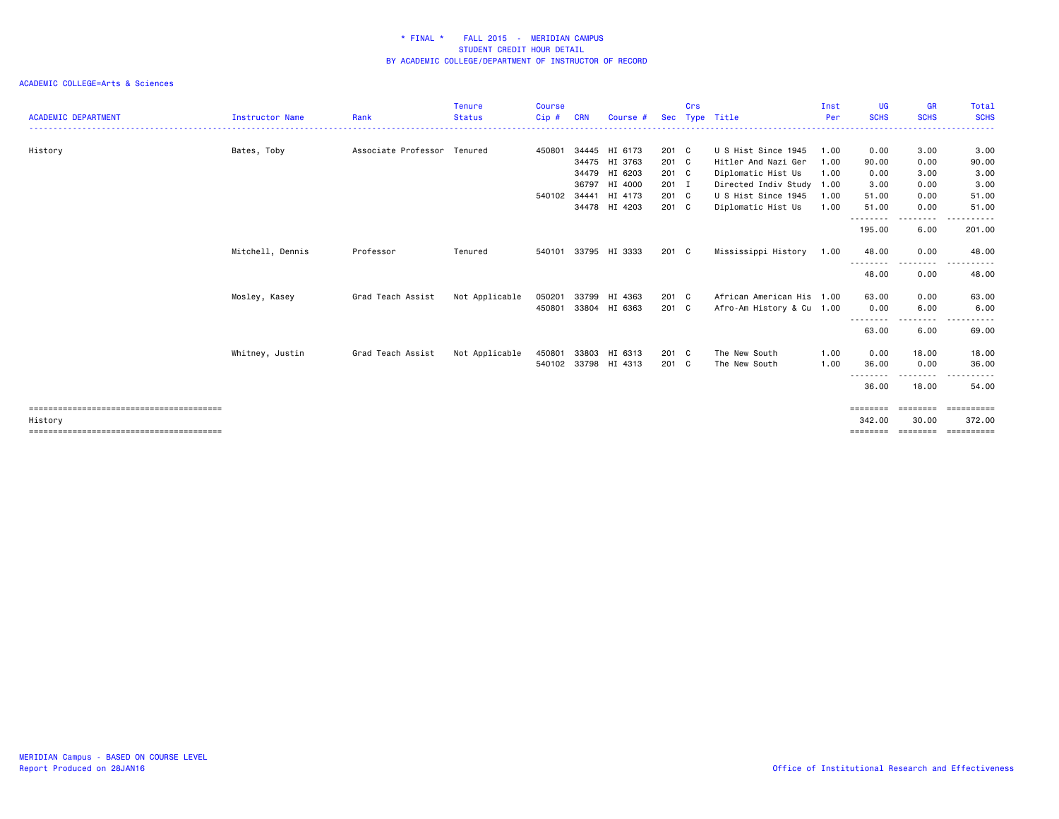# * FINAL * FALL 2015 - MERIDIAN CAMPUS
## STUDENT CREDIT HOUR DETAIL
## BY ACADEMIC COLLEGE/DEPARTMENT OF INSTRUCTOR OF RECORD

ACADEMIC COLLEGE=Arts & Sciences

| ACADEMIC DEPARTMENT | Instructor Name | Rank | Tenure Status | Course Cip # | CRN | Course # | Sec | Crs Type | Title | Inst Per | UG SCHS | GR SCHS | Total SCHS |
|---|---|---|---|---|---|---|---|---|---|---|---|---|---|
| History | Bates, Toby | Associate Professor | Tenured | 450801 | 34445 | HI 6173 | 201 | C | U S Hist Since 1945 | 1.00 | 0.00 | 3.00 | 3.00 |
| | | | | | 34475 | HI 3763 | 201 | C | Hitler And Nazi Ger | 1.00 | 90.00 | 0.00 | 90.00 |
| | | | | | 34479 | HI 6203 | 201 | C | Diplomatic Hist Us | 1.00 | 0.00 | 3.00 | 3.00 |
| | | | | | 36797 | HI 4000 | 201 | I | Directed Indiv Study | 1.00 | 3.00 | 0.00 | 3.00 |
| | | | | 540102 | 34441 | HI 4173 | 201 | C | U S Hist Since 1945 | 1.00 | 51.00 | 0.00 | 51.00 |
| | | | | | 34478 | HI 4203 | 201 | C | Diplomatic Hist Us | 1.00 | 51.00 | 0.00 | 51.00 |
| | | | | | | | | | | | 195.00 | 6.00 | 201.00 |
| | Mitchell, Dennis | Professor | Tenured | 540101 | 33795 | HI 3333 | 201 | C | Mississippi History | 1.00 | 48.00 | 0.00 | 48.00 |
| | | | | | | | | | | | 48.00 | 0.00 | 48.00 |
| | Mosley, Kasey | Grad Teach Assist | Not Applicable | 050201 | 33799 | HI 4363 | 201 | C | African American His | 1.00 | 63.00 | 0.00 | 63.00 |
| | | | | 450801 | 33804 | HI 6363 | 201 | C | Afro-Am History & Cu | 1.00 | 0.00 | 6.00 | 6.00 |
| | | | | | | | | | | | 63.00 | 6.00 | 69.00 |
| | Whitney, Justin | Grad Teach Assist | Not Applicable | 450801 | 33803 | HI 6313 | 201 | C | The New South | 1.00 | 0.00 | 18.00 | 18.00 |
| | | | | 540102 | 33798 | HI 4313 | 201 | C | The New South | 1.00 | 36.00 | 0.00 | 36.00 |
| | | | | | | | | | | | 36.00 | 18.00 | 54.00 |
| History | | | | | | | | | | | 342.00 | 30.00 | 372.00 |

MERIDIAN Campus - BASED ON COURSE LEVEL
Report Produced on 28JAN16

Office of Institutional Research and Effectiveness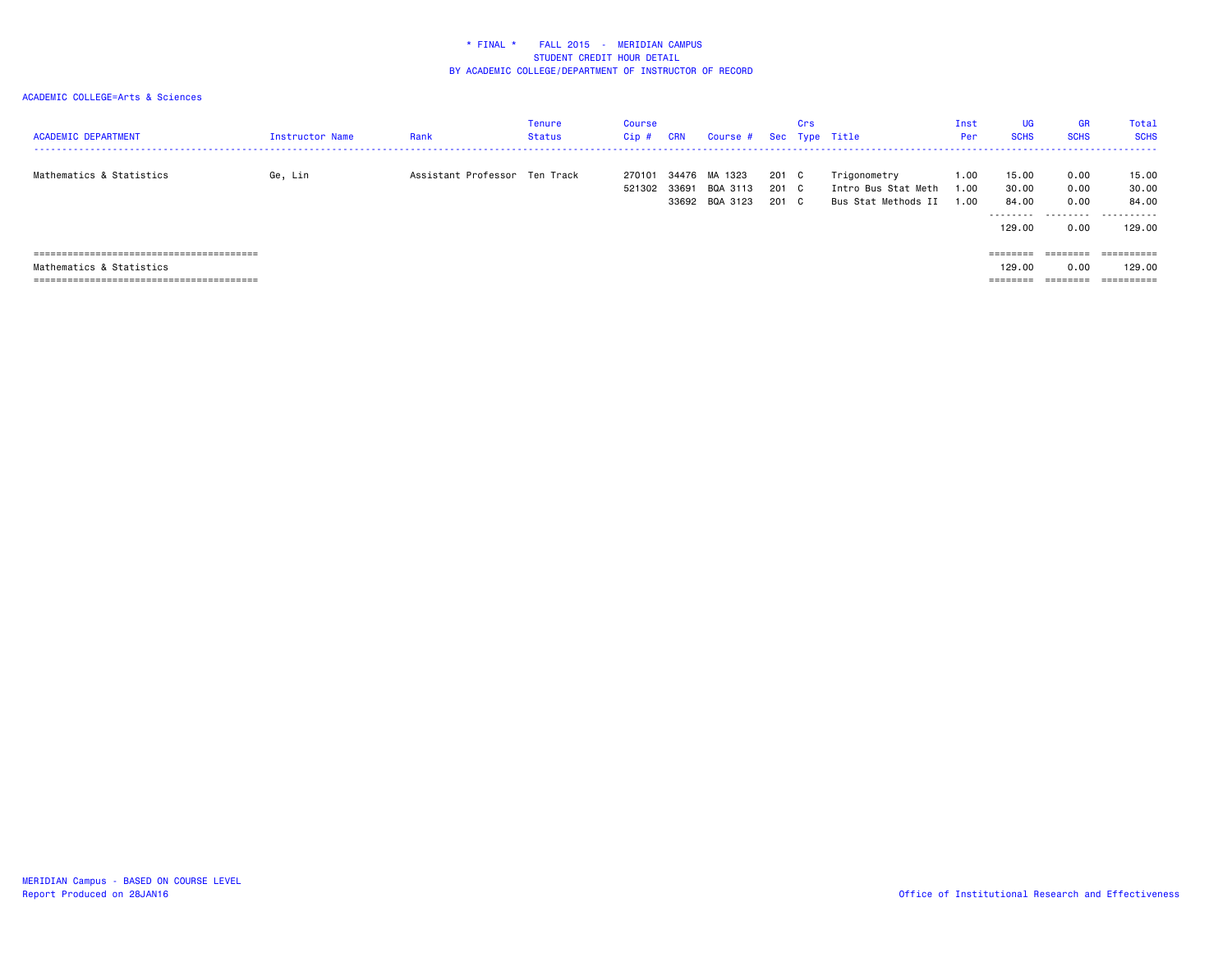\* FINAL \*    FALL 2015  -  MERIDIAN CAMPUS
STUDENT CREDIT HOUR DETAIL
BY ACADEMIC COLLEGE/DEPARTMENT OF INSTRUCTOR OF RECORD

ACADEMIC COLLEGE=Arts & Sciences

| ACADEMIC DEPARTMENT | Instructor Name | Rank | Tenure Status | Course Cip # | CRN | Course # | Sec | Crs Type | Title | Inst Per | UG SCHS | GR SCHS | Total SCHS |
|---|---|---|---|---|---|---|---|---|---|---|---|---|---|
| Mathematics & Statistics | Ge, Lin | Assistant Professor | Ten Track | 270101 | 34476 | MA 1323 | 201 | C | Trigonometry | 1.00 | 15.00 | 0.00 | 15.00 |
| | | | | 521302 | 33691 | BQA 3113 | 201 | C | Intro Bus Stat Meth | 1.00 | 30.00 | 0.00 | 30.00 |
| | | | | | 33692 | BQA 3123 | 201 | C | Bus Stat Methods II | 1.00 | 84.00 | 0.00 | 84.00 |
| | | | | | | | | | | | 129.00 | 0.00 | 129.00 |
| Mathematics & Statistics | | | | | | | | | | | 129.00 | 0.00 | 129.00 |

MERIDIAN Campus - BASED ON COURSE LEVEL
Report Produced on 28JAN16

Office of Institutional Research and Effectiveness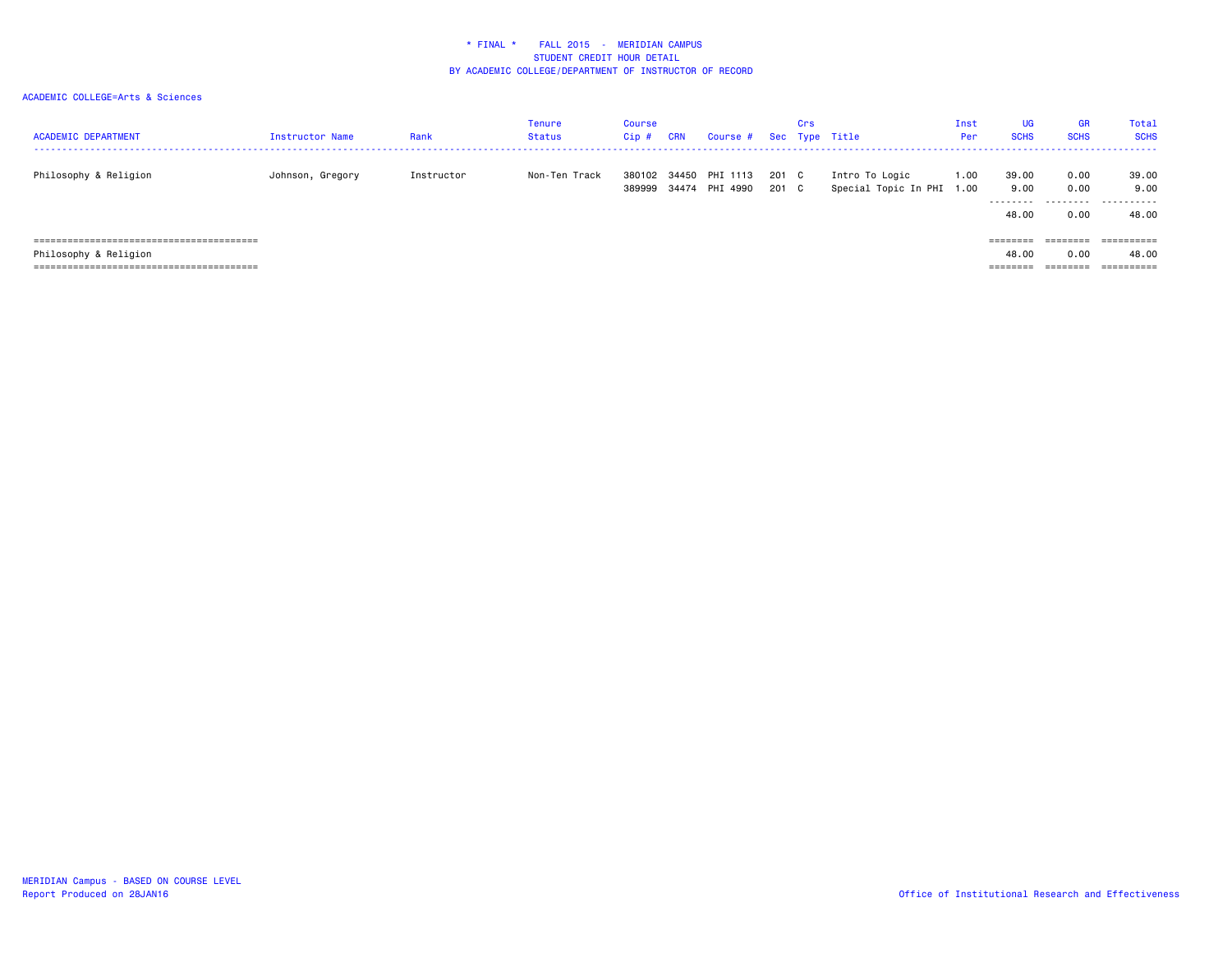# * FINAL * FALL 2015 - MERIDIAN CAMPUS
## STUDENT CREDIT HOUR DETAIL
## BY ACADEMIC COLLEGE/DEPARTMENT OF INSTRUCTOR OF RECORD

ACADEMIC COLLEGE=Arts & Sciences

| ACADEMIC DEPARTMENT | Instructor Name | Rank | Tenure Status | Course Cip # | CRN | Course # | Sec | Crs Type | Title | Inst Per | UG SCHS | GR SCHS | Total SCHS |
|---|---|---|---|---|---|---|---|---|---|---|---|---|---|
| Philosophy & Religion | Johnson, Gregory | Instructor | Non-Ten Track | 380102 | 34450 | PHI 1113 | 201 | C | Intro To Logic | 1.00 | 39.00 | 0.00 | 39.00 |
| | | | | 389999 | 34474 | PHI 4990 | 201 | C | Special Topic In PHI | 1.00 | 9.00 | 0.00 | 9.00 |
| | | | | | | | | | | | 48.00 | 0.00 | 48.00 |
| Philosophy & Religion | | | | | | | | | | | 48.00 | 0.00 | 48.00 |

MERIDIAN Campus - BASED ON COURSE LEVEL
Report Produced on 28JAN16

Office of Institutional Research and Effectiveness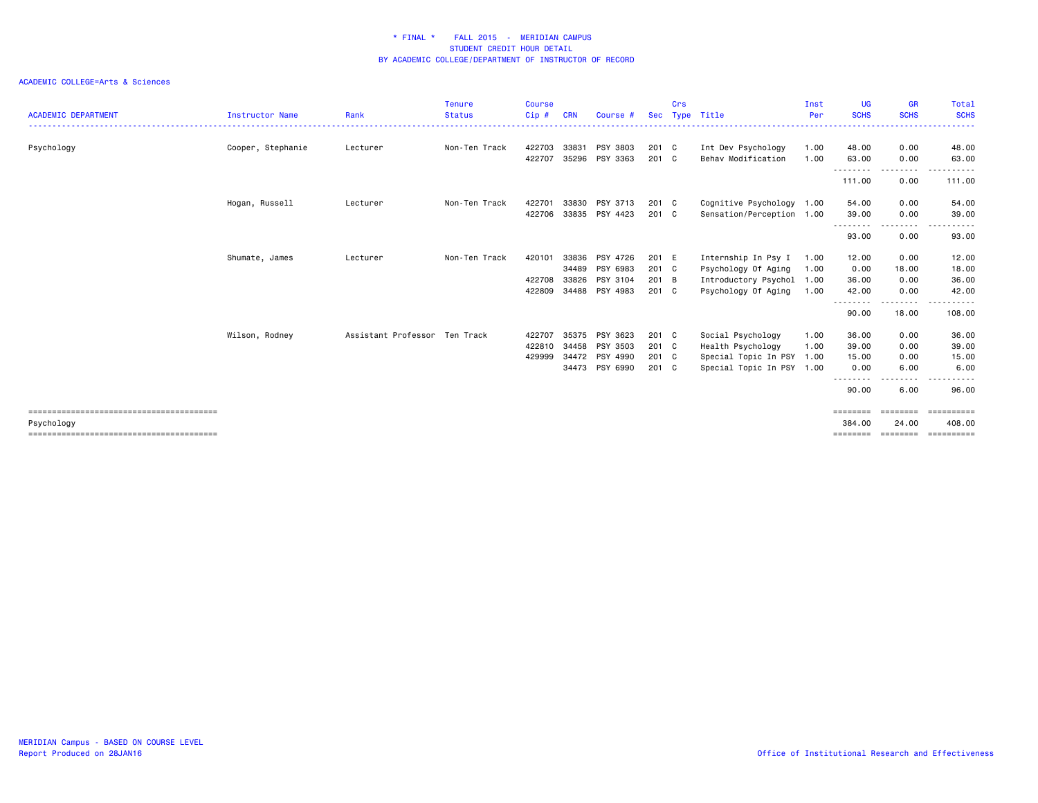# * FINAL * FALL 2015 - MERIDIAN CAMPUS
## STUDENT CREDIT HOUR DETAIL
## BY ACADEMIC COLLEGE/DEPARTMENT OF INSTRUCTOR OF RECORD

ACADEMIC COLLEGE=Arts & Sciences

| ACADEMIC DEPARTMENT | Instructor Name | Rank | Tenure Status | Course Cip # | CRN | Course # | Sec | Crs Type | Title | Inst Per | UG SCHS | GR SCHS | Total SCHS |
|---|---|---|---|---|---|---|---|---|---|---|---|---|---|
| Psychology | Cooper, Stephanie | Lecturer | Non-Ten Track | 422703 | 33831 | PSY 3803 | 201 | C | Int Dev Psychology | 1.00 | 48.00 | 0.00 | 48.00 |
| | | | | 422707 | 35296 | PSY 3363 | 201 | C | Behav Modification | 1.00 | 63.00 | 0.00 | 63.00 |
| | | | | | | | | | | | 111.00 | 0.00 | 111.00 |
| | Hogan, Russell | Lecturer | Non-Ten Track | 422701 | 33830 | PSY 3713 | 201 | C | Cognitive Psychology | 1.00 | 54.00 | 0.00 | 54.00 |
| | | | | 422706 | 33835 | PSY 4423 | 201 | C | Sensation/Perception | 1.00 | 39.00 | 0.00 | 39.00 |
| | | | | | | | | | | | 93.00 | 0.00 | 93.00 |
| | Shumate, James | Lecturer | Non-Ten Track | 420101 | 33836 | PSY 4726 | 201 | E | Internship In Psy I | 1.00 | 12.00 | 0.00 | 12.00 |
| | | | | | 34489 | PSY 6983 | 201 | C | Psychology Of Aging | 1.00 | 0.00 | 18.00 | 18.00 |
| | | | | 422708 | 33826 | PSY 3104 | 201 | B | Introductory Psychol | 1.00 | 36.00 | 0.00 | 36.00 |
| | | | | 422809 | 34488 | PSY 4983 | 201 | C | Psychology Of Aging | 1.00 | 42.00 | 0.00 | 42.00 |
| | | | | | | | | | | | 90.00 | 18.00 | 108.00 |
| | Wilson, Rodney | Assistant Professor | Ten Track | 422707 | 35375 | PSY 3623 | 201 | C | Social Psychology | 1.00 | 36.00 | 0.00 | 36.00 |
| | | | | 422810 | 34458 | PSY 3503 | 201 | C | Health Psychology | 1.00 | 39.00 | 0.00 | 39.00 |
| | | | | 429999 | 34472 | PSY 4990 | 201 | C | Special Topic In PSY | 1.00 | 15.00 | 0.00 | 15.00 |
| | | | | | 34473 | PSY 6990 | 201 | C | Special Topic In PSY | 1.00 | 0.00 | 6.00 | 6.00 |
| | | | | | | | | | | | 90.00 | 6.00 | 96.00 |
| Psychology | | | | | | | | | | | 384.00 | 24.00 | 408.00 |

MERIDIAN Campus - BASED ON COURSE LEVEL
Report Produced on 28JAN16

Office of Institutional Research and Effectiveness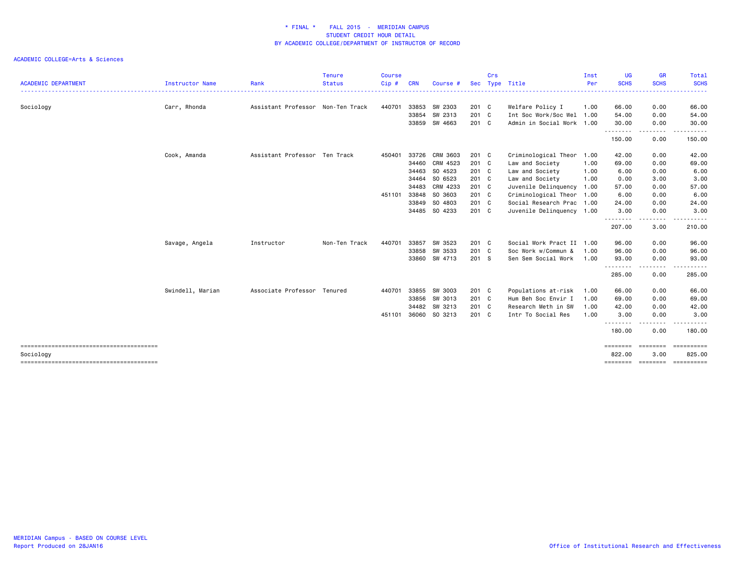# \* FINAL \* FALL 2015 - MERIDIAN CAMPUS
## STUDENT CREDIT HOUR DETAIL
## BY ACADEMIC COLLEGE/DEPARTMENT OF INSTRUCTOR OF RECORD

ACADEMIC COLLEGE=Arts & Sciences

| ACADEMIC DEPARTMENT | Instructor Name | Rank | Tenure Status | Course Cip # | CRN | Course # | Sec | Crs Type | Title | Inst Per | UG SCHS | GR SCHS | Total SCHS |
|---|---|---|---|---|---|---|---|---|---|---|---|---|---|
| Sociology | Carr, Rhonda | Assistant Professor | Non-Ten Track | 440701 | 33853 | SW 2303 | 201 | C | Welfare Policy I | 1.00 | 66.00 | 0.00 | 66.00 |
| | | | | | 33854 | SW 2313 | 201 | C | Int Soc Work/Soc Wel | 1.00 | 54.00 | 0.00 | 54.00 |
| | | | | | 33859 | SW 4663 | 201 | C | Admin in Social Work | 1.00 | 30.00 | 0.00 | 30.00 |
| | | | | | | | | | | | 150.00 | 0.00 | 150.00 |
| | Cook, Amanda | Assistant Professor | Ten Track | 450401 | 33726 | CRM 3603 | 201 | C | Criminological Theor | 1.00 | 42.00 | 0.00 | 42.00 |
| | | | | | 34460 | CRM 4523 | 201 | C | Law and Society | 1.00 | 69.00 | 0.00 | 69.00 |
| | | | | | 34463 | SO 4523 | 201 | C | Law and Society | 1.00 | 6.00 | 0.00 | 6.00 |
| | | | | | 34464 | SO 6523 | 201 | C | Law and Society | 1.00 | 0.00 | 3.00 | 3.00 |
| | | | | | 34483 | CRM 4233 | 201 | C | Juvenile Delinquency | 1.00 | 57.00 | 0.00 | 57.00 |
| | | | | 451101 | 33848 | SO 3603 | 201 | C | Criminological Theor | 1.00 | 6.00 | 0.00 | 6.00 |
| | | | | | 33849 | SO 4803 | 201 | C | Social Research Prac | 1.00 | 24.00 | 0.00 | 24.00 |
| | | | | | 34485 | SO 4233 | 201 | C | Juvenile Delinquency | 1.00 | 3.00 | 0.00 | 3.00 |
| | | | | | | | | | | | 207.00 | 3.00 | 210.00 |
| | Savage, Angela | Instructor | Non-Ten Track | 440701 | 33857 | SW 3523 | 201 | C | Social Work Pract II | 1.00 | 96.00 | 0.00 | 96.00 |
| | | | | | 33858 | SW 3533 | 201 | C | Soc Work w/Commun & | 1.00 | 96.00 | 0.00 | 96.00 |
| | | | | | 33860 | SW 4713 | 201 | S | Sen Sem Social Work | 1.00 | 93.00 | 0.00 | 93.00 |
| | | | | | | | | | | | 285.00 | 0.00 | 285.00 |
| | Swindell, Marian | Associate Professor | Tenured | 440701 | 33855 | SW 3003 | 201 | C | Populations at-risk | 1.00 | 66.00 | 0.00 | 66.00 |
| | | | | | 33856 | SW 3013 | 201 | C | Hum Beh Soc Envir I | 1.00 | 69.00 | 0.00 | 69.00 |
| | | | | | 34482 | SW 3213 | 201 | C | Research Meth in SW | 1.00 | 42.00 | 0.00 | 42.00 |
| | | | | 451101 | 36060 | SO 3213 | 201 | C | Intr To Social Res | 1.00 | 3.00 | 0.00 | 3.00 |
| | | | | | | | | | | | 180.00 | 0.00 | 180.00 |
| Sociology | | | | | | | | | | | 822.00 | 3.00 | 825.00 |

MERIDIAN Campus - BASED ON COURSE LEVEL
Report Produced on 28JAN16

Office of Institutional Research and Effectiveness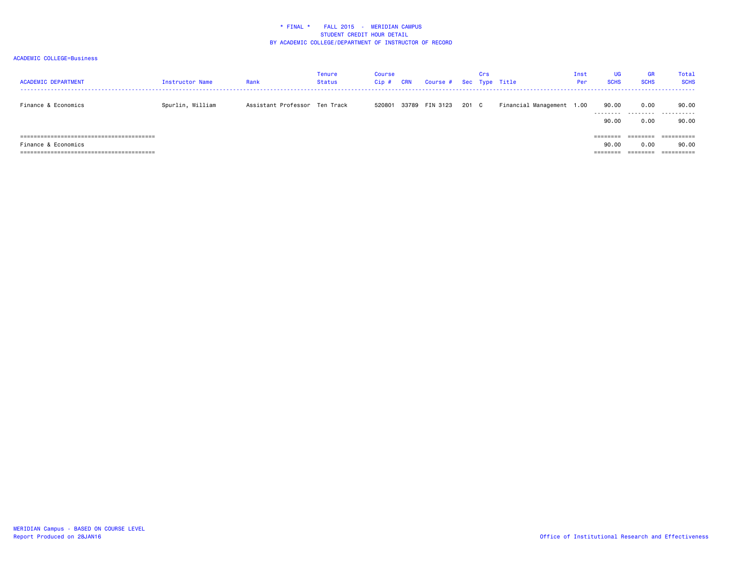* FINAL * FALL 2015 - MERIDIAN CAMPUS
STUDENT CREDIT HOUR DETAIL
BY ACADEMIC COLLEGE/DEPARTMENT OF INSTRUCTOR OF RECORD

ACADEMIC COLLEGE=Business

| ACADEMIC DEPARTMENT | Instructor Name | Rank | Tenure Status | Course Cip # | CRN | Course # | Sec | Crs Type | Title | Inst Per | UG SCHS | GR SCHS | Total SCHS |
|---|---|---|---|---|---|---|---|---|---|---|---|---|---|
| Finance & Economics | Spurlin, William | Assistant Professor | Ten Track | 520801 | 33789 | FIN 3123 | 201 | C | Financial Management | 1.00 | 90.00 | 0.00 | 90.00 |
| | | | | | | | | | | | 90.00 | 0.00 | 90.00 |
| Finance & Economics | | | | | | | | | | | 90.00 | 0.00 | 90.00 |

MERIDIAN Campus - BASED ON COURSE LEVEL
Report Produced on 28JAN16

Office of Institutional Research and Effectiveness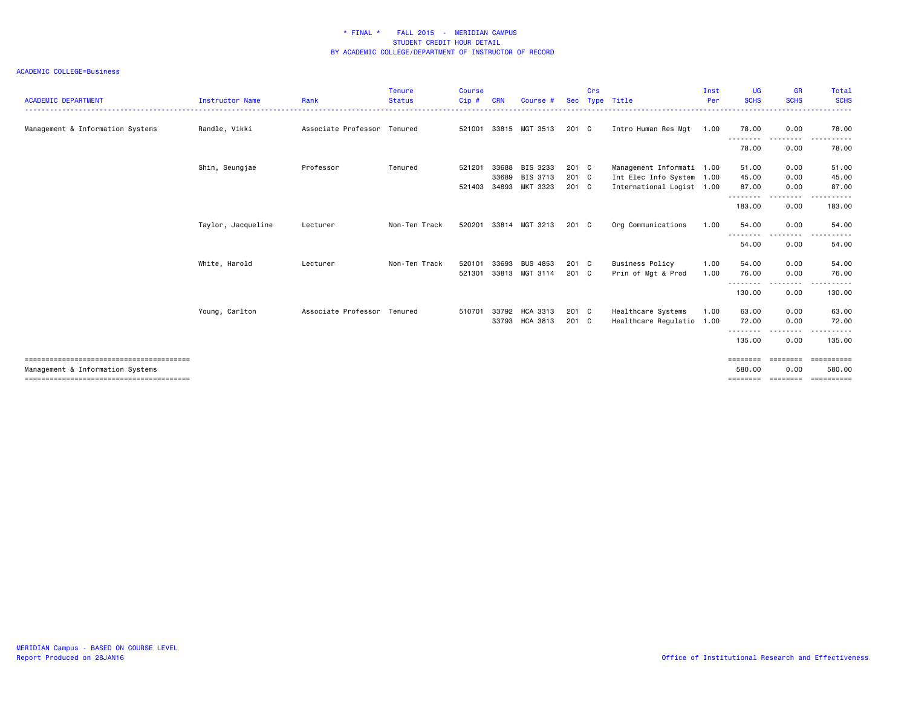* FINAL * FALL 2015 - MERIDIAN CAMPUS
STUDENT CREDIT HOUR DETAIL
BY ACADEMIC COLLEGE/DEPARTMENT OF INSTRUCTOR OF RECORD

ACADEMIC COLLEGE=Business

| ACADEMIC DEPARTMENT | Instructor Name | Rank | Tenure Status | Course Cip # | CRN | Course # | Sec | Crs Type | Title | Inst Per | UG SCHS | GR SCHS | Total SCHS |
|---|---|---|---|---|---|---|---|---|---|---|---|---|---|
| Management & Information Systems | Randle, Vikki | Associate Professor | Tenured | 521001 | 33815 | MGT 3513 | 201 | C | Intro Human Res Mgt | 1.00 | 78.00 | 0.00 | 78.00 |
| | | | | | | | | | | | 78.00 | 0.00 | 78.00 |
| | Shin, Seungjae | Professor | Tenured | 521201 | 33688 | BIS 3233 | 201 | C | Management Informati | 1.00 | 51.00 | 0.00 | 51.00 |
| | | | | | 33689 | BIS 3713 | 201 | C | Int Elec Info System | 1.00 | 45.00 | 0.00 | 45.00 |
| | | | | 521403 | 34893 | MKT 3323 | 201 | C | International Logist | 1.00 | 87.00 | 0.00 | 87.00 |
| | | | | | | | | | | | 183.00 | 0.00 | 183.00 |
| | Taylor, Jacqueline | Lecturer | Non-Ten Track | 520201 | 33814 | MGT 3213 | 201 | C | Org Communications | 1.00 | 54.00 | 0.00 | 54.00 |
| | | | | | | | | | | | 54.00 | 0.00 | 54.00 |
| | White, Harold | Lecturer | Non-Ten Track | 520101 | 33693 | BUS 4853 | 201 | C | Business Policy | 1.00 | 54.00 | 0.00 | 54.00 |
| | | | | 521301 | 33813 | MGT 3114 | 201 | C | Prin of Mgt & Prod | 1.00 | 76.00 | 0.00 | 76.00 |
| | | | | | | | | | | | 130.00 | 0.00 | 130.00 |
| | Young, Carlton | Associate Professor | Tenured | 510701 | 33792 | HCA 3313 | 201 | C | Healthcare Systems | 1.00 | 63.00 | 0.00 | 63.00 |
| | | | | | 33793 | HCA 3813 | 201 | C | Healthcare Regulatio | 1.00 | 72.00 | 0.00 | 72.00 |
| | | | | | | | | | | | 135.00 | 0.00 | 135.00 |
| Management & Information Systems | | | | | | | | | | | 580.00 | 0.00 | 580.00 |

MERIDIAN Campus - BASED ON COURSE LEVEL
Report Produced on 28JAN16

Office of Institutional Research and Effectiveness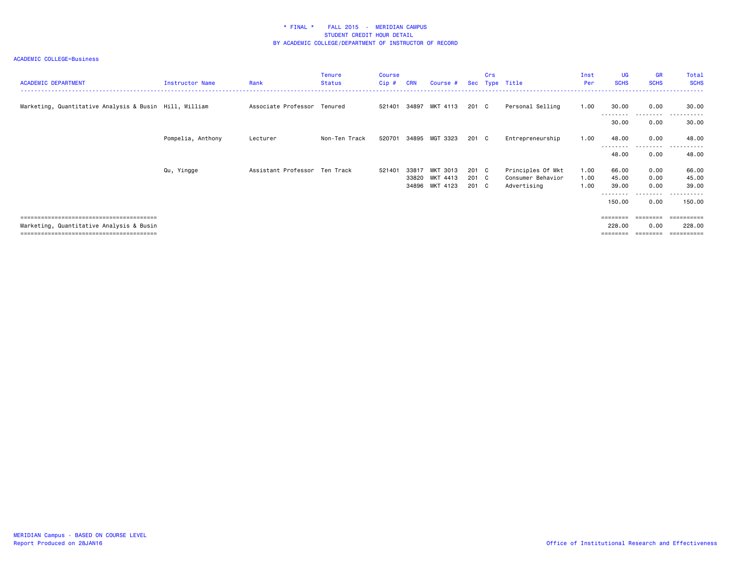\* FINAL \* FALL 2015 - MERIDIAN CAMPUS
STUDENT CREDIT HOUR DETAIL
BY ACADEMIC COLLEGE/DEPARTMENT OF INSTRUCTOR OF RECORD

ACADEMIC COLLEGE=Business

| ACADEMIC DEPARTMENT | Instructor Name | Rank | Tenure Status | Course Cip # | CRN | Course # | Sec | Crs Type | Title | Inst Per | UG SCHS | GR SCHS | Total SCHS |
|---|---|---|---|---|---|---|---|---|---|---|---|---|---|
| Marketing, Quantitative Analysis & Busin | Hill, William | Associate Professor | Tenured | 521401 | 34897 | MKT 4113 | 201 | C | Personal Selling | 1.00 | 30.00 | 0.00 | 30.00 |
| | | | | | | | | | | | 30.00 | 0.00 | 30.00 |
| | Pompelia, Anthony | Lecturer | Non-Ten Track | 520701 | 34895 | MGT 3323 | 201 | C | Entrepreneurship | 1.00 | 48.00 | 0.00 | 48.00 |
| | | | | | | | | | | | 48.00 | 0.00 | 48.00 |
| | Qu, Yingge | Assistant Professor | Ten Track | 521401 | 33817 | MKT 3013 | 201 | C | Principles Of Mkt | 1.00 | 66.00 | 0.00 | 66.00 |
| | | | | | 33820 | MKT 4413 | 201 | C | Consumer Behavior | 1.00 | 45.00 | 0.00 | 45.00 |
| | | | | | 34896 | MKT 4123 | 201 | C | Advertising | 1.00 | 39.00 | 0.00 | 39.00 |
| | | | | | | | | | | | 150.00 | 0.00 | 150.00 |
| Marketing, Quantitative Analysis & Busin | | | | | | | | | | | 228.00 | 0.00 | 228.00 |

MERIDIAN Campus - BASED ON COURSE LEVEL
Report Produced on 28JAN16

Office of Institutional Research and Effectiveness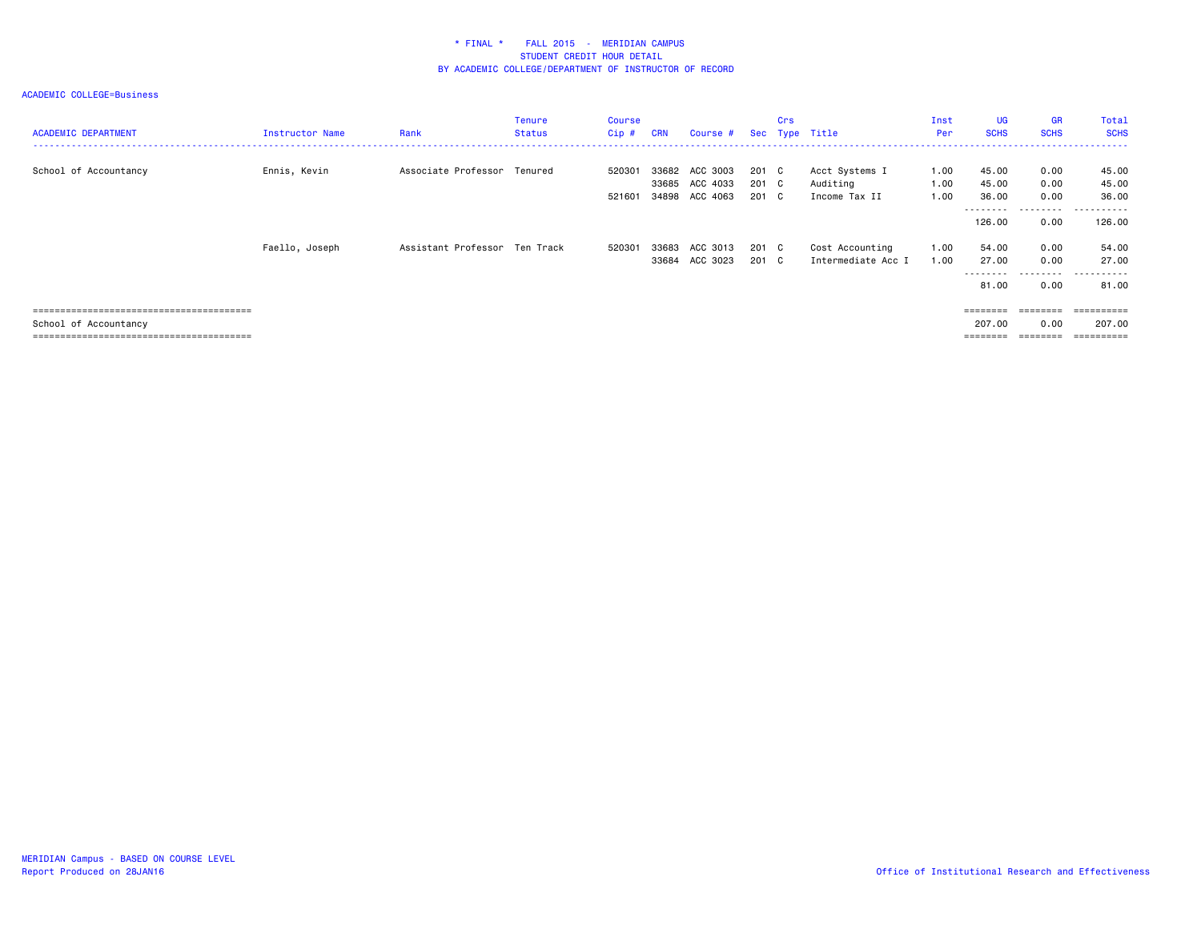* FINAL * FALL 2015 - MERIDIAN CAMPUS
STUDENT CREDIT HOUR DETAIL
BY ACADEMIC COLLEGE/DEPARTMENT OF INSTRUCTOR OF RECORD

ACADEMIC COLLEGE=Business

| ACADEMIC DEPARTMENT | Instructor Name | Rank | Tenure Status | Course Cip # | CRN | Course # | Sec | Crs Type | Title | Inst Per | UG SCHS | GR SCHS | Total SCHS |
|---|---|---|---|---|---|---|---|---|---|---|---|---|---|
| School of Accountancy | Ennis, Kevin | Associate Professor | Tenured | 520301 | 33682 | ACC 3003 | 201 | C | Acct Systems I | 1.00 | 45.00 | 0.00 | 45.00 |
| | | | | | 33685 | ACC 4033 | 201 | C | Auditing | 1.00 | 45.00 | 0.00 | 45.00 |
| | | | | 521601 | 34898 | ACC 4063 | 201 | C | Income Tax II | 1.00 | 36.00 | 0.00 | 36.00 |
| | | | | | | | | | | | 126.00 | 0.00 | 126.00 |
| | Faello, Joseph | Assistant Professor | Ten Track | 520301 | 33683 | ACC 3013 | 201 | C | Cost Accounting | 1.00 | 54.00 | 0.00 | 54.00 |
| | | | | | 33684 | ACC 3023 | 201 | C | Intermediate Acc I | 1.00 | 27.00 | 0.00 | 27.00 |
| | | | | | | | | | | | 81.00 | 0.00 | 81.00 |
| School of Accountancy | | | | | | | | | | | 207.00 | 0.00 | 207.00 |

MERIDIAN Campus - BASED ON COURSE LEVEL
Report Produced on 28JAN16

Office of Institutional Research and Effectiveness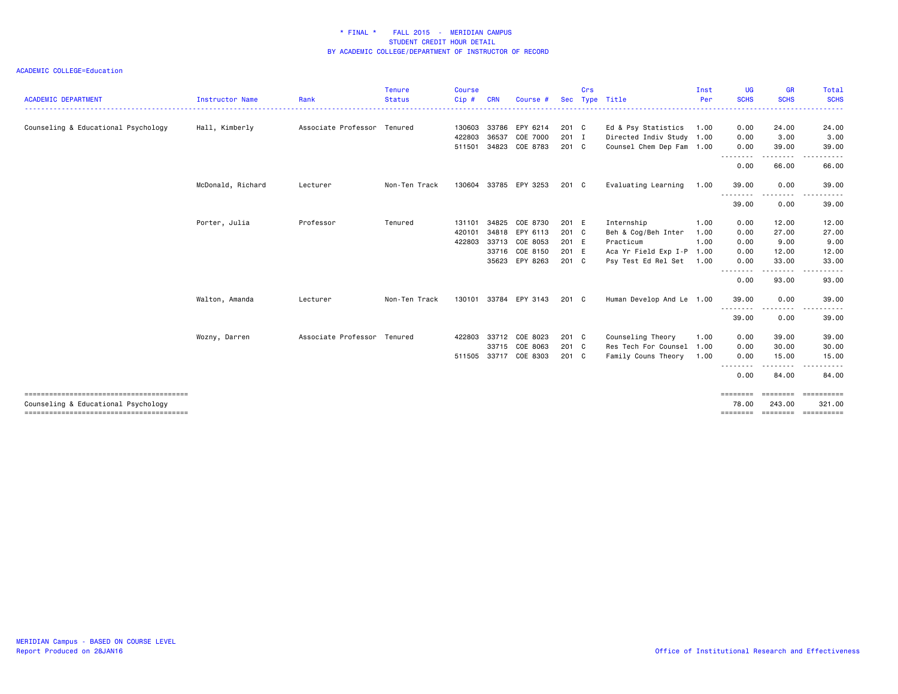# * FINAL * FALL 2015 - MERIDIAN CAMPUS
## STUDENT CREDIT HOUR DETAIL
## BY ACADEMIC COLLEGE/DEPARTMENT OF INSTRUCTOR OF RECORD

ACADEMIC COLLEGE=Education

| ACADEMIC DEPARTMENT | Instructor Name | Rank | Tenure Status | Course Cip # | CRN | Course # | Sec | Crs Type | Title | Inst Per | UG SCHS | GR SCHS | Total SCHS |
|---|---|---|---|---|---|---|---|---|---|---|---|---|---|
| Counseling & Educational Psychology | Hall, Kimberly | Associate Professor | Tenured | 130603 | 33786 | EPY 6214 | 201 | C | Ed & Psy Statistics | 1.00 | 0.00 | 24.00 | 24.00 |
| | | | | 422803 | 36537 | COE 7000 | 201 | I | Directed Indiv Study | 1.00 | 0.00 | 3.00 | 3.00 |
| | | | | 511501 | 34823 | COE 8783 | 201 | C | Counsel Chem Dep Fam | 1.00 | 0.00 | 39.00 | 39.00 |
| | | | | | | | | | | | 0.00 | 66.00 | 66.00 |
| | McDonald, Richard | Lecturer | Non-Ten Track | 130604 | 33785 | EPY 3253 | 201 | C | Evaluating Learning | 1.00 | 39.00 | 0.00 | 39.00 |
| | | | | | | | | | | | 39.00 | 0.00 | 39.00 |
| | Porter, Julia | Professor | Tenured | 131101 | 34825 | COE 8730 | 201 | E | Internship | 1.00 | 0.00 | 12.00 | 12.00 |
| | | | | 420101 | 34818 | EPY 6113 | 201 | C | Beh & Cog/Beh Inter | 1.00 | 0.00 | 27.00 | 27.00 |
| | | | | 422803 | 33713 | COE 8053 | 201 | E | Practicum | 1.00 | 0.00 | 9.00 | 9.00 |
| | | | | | 33716 | COE 8150 | 201 | E | Aca Yr Field Exp I-P | 1.00 | 0.00 | 12.00 | 12.00 |
| | | | | | 35623 | EPY 8263 | 201 | C | Psy Test Ed Rel Set | 1.00 | 0.00 | 33.00 | 33.00 |
| | | | | | | | | | | | 0.00 | 93.00 | 93.00 |
| | Walton, Amanda | Lecturer | Non-Ten Track | 130101 | 33784 | EPY 3143 | 201 | C | Human Develop And Le | 1.00 | 39.00 | 0.00 | 39.00 |
| | | | | | | | | | | | 39.00 | 0.00 | 39.00 |
| | Wozny, Darren | Associate Professor | Tenured | 422803 | 33712 | COE 8023 | 201 | C | Counseling Theory | 1.00 | 0.00 | 39.00 | 39.00 |
| | | | | | 33715 | COE 8063 | 201 | C | Res Tech For Counsel | 1.00 | 0.00 | 30.00 | 30.00 |
| | | | | 511505 | 33717 | COE 8303 | 201 | C | Family Couns Theory | 1.00 | 0.00 | 15.00 | 15.00 |
| | | | | | | | | | | | 0.00 | 84.00 | 84.00 |
| Counseling & Educational Psychology | | | | | | | | | | | 78.00 | 243.00 | 321.00 |

MERIDIAN Campus - BASED ON COURSE LEVEL
Report Produced on 28JAN16

Office of Institutional Research and Effectiveness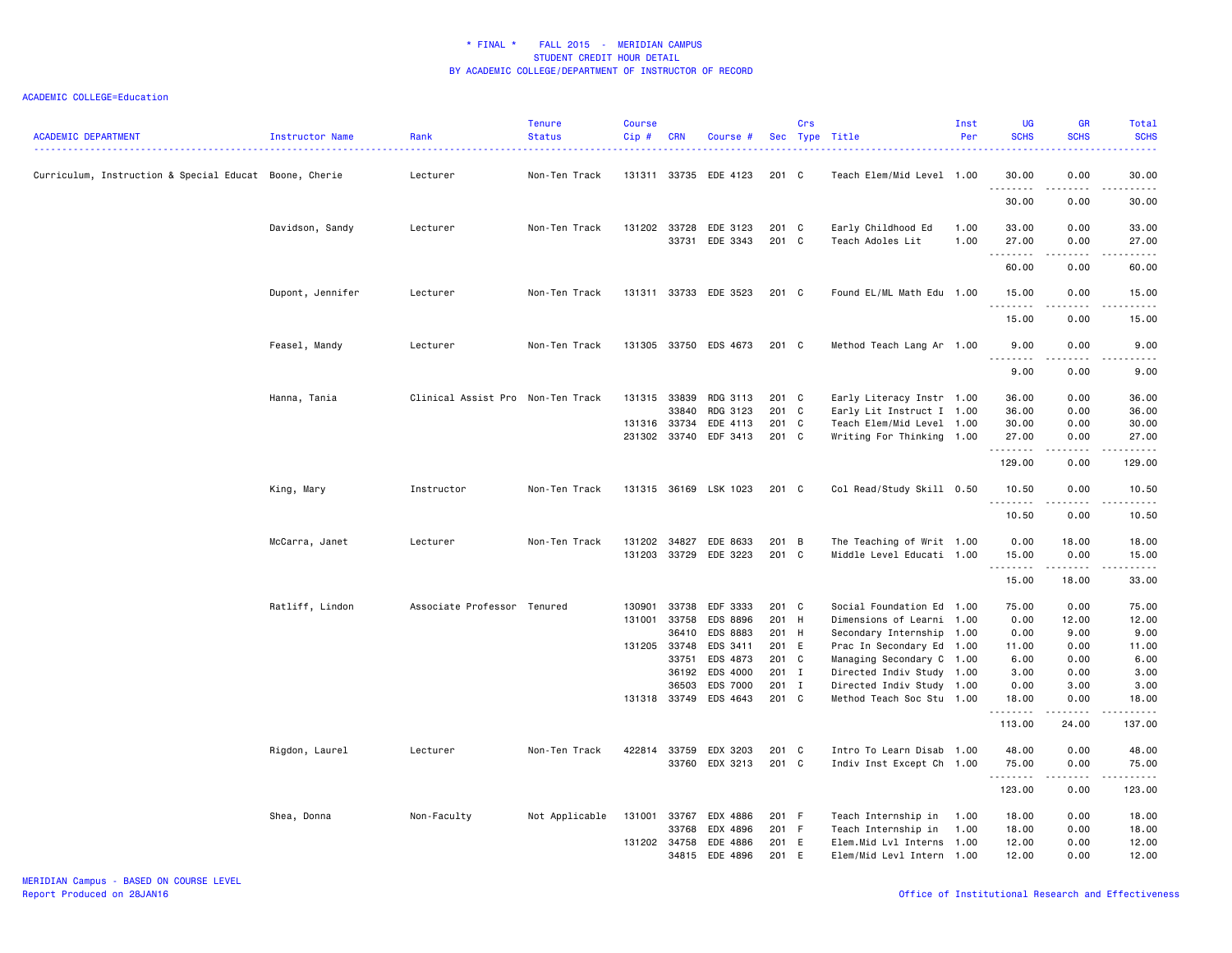\* FINAL \*    FALL 2015  -  MERIDIAN CAMPUS
STUDENT CREDIT HOUR DETAIL
BY ACADEMIC COLLEGE/DEPARTMENT OF INSTRUCTOR OF RECORD

ACADEMIC COLLEGE=Education

| ACADEMIC DEPARTMENT | Instructor Name | Rank | Tenure Status | Course Cip # | CRN | Course # | Sec | Crs Type | Title | Inst Per | UG SCHS | GR SCHS | Total SCHS |
|---|---|---|---|---|---|---|---|---|---|---|---|---|---|
| Curriculum, Instruction & Special Educat | Boone, Cherie | Lecturer | Non-Ten Track | 131311 | 33735 | EDE 4123 | 201 | C | Teach Elem/Mid Level | 1.00 | 30.00 | 0.00 | 30.00 |
| | | | | | | | | | | | 30.00 | 0.00 | 30.00 |
| | Davidson, Sandy | Lecturer | Non-Ten Track | 131202 | 33728 | EDE 3123 | 201 | C | Early Childhood Ed | 1.00 | 33.00 | 0.00 | 33.00 |
| | | | | | 33731 | EDE 3343 | 201 | C | Teach Adoles Lit | 1.00 | 27.00 | 0.00 | 27.00 |
| | | | | | | | | | | | 60.00 | 0.00 | 60.00 |
| | Dupont, Jennifer | Lecturer | Non-Ten Track | 131311 | 33733 | EDE 3523 | 201 | C | Found EL/ML Math Edu | 1.00 | 15.00 | 0.00 | 15.00 |
| | | | | | | | | | | | 15.00 | 0.00 | 15.00 |
| | Feasel, Mandy | Lecturer | Non-Ten Track | 131305 | 33750 | EDS 4673 | 201 | C | Method Teach Lang Ar | 1.00 | 9.00 | 0.00 | 9.00 |
| | | | | | | | | | | | 9.00 | 0.00 | 9.00 |
| | Hanna, Tania | Clinical Assist Pro | Non-Ten Track | 131315 | 33839 | RDG 3113 | 201 | C | Early Literacy Instr | 1.00 | 36.00 | 0.00 | 36.00 |
| | | | | | 33840 | RDG 3123 | 201 | C | Early Lit Instruct I | 1.00 | 36.00 | 0.00 | 36.00 |
| | | | | 131316 | 33734 | EDE 4113 | 201 | C | Teach Elem/Mid Level | 1.00 | 30.00 | 0.00 | 30.00 |
| | | | | 231302 | 33740 | EDF 3413 | 201 | C | Writing For Thinking | 1.00 | 27.00 | 0.00 | 27.00 |
| | | | | | | | | | | | 129.00 | 0.00 | 129.00 |
| | King, Mary | Instructor | Non-Ten Track | 131315 | 36169 | LSK 1023 | 201 | C | Col Read/Study Skill | 0.50 | 10.50 | 0.00 | 10.50 |
| | | | | | | | | | | | 10.50 | 0.00 | 10.50 |
| | McCarra, Janet | Lecturer | Non-Ten Track | 131202 | 34827 | EDE 8633 | 201 | B | The Teaching of Writ | 1.00 | 0.00 | 18.00 | 18.00 |
| | | | | 131203 | 33729 | EDE 3223 | 201 | C | Middle Level Educati | 1.00 | 15.00 | 0.00 | 15.00 |
| | | | | | | | | | | | 15.00 | 18.00 | 33.00 |
| | Ratliff, Lindon | Associate Professor | Tenured | 130901 | 33738 | EDF 3333 | 201 | C | Social Foundation Ed | 1.00 | 75.00 | 0.00 | 75.00 |
| | | | | 131001 | 33758 | EDS 8896 | 201 | H | Dimensions of Learni | 1.00 | 0.00 | 12.00 | 12.00 |
| | | | | | 36410 | EDS 8883 | 201 | H | Secondary Internship | 1.00 | 0.00 | 9.00 | 9.00 |
| | | | | 131205 | 33748 | EDS 3411 | 201 | E | Prac In Secondary Ed | 1.00 | 11.00 | 0.00 | 11.00 |
| | | | | | 33751 | EDS 4873 | 201 | C | Managing Secondary C | 1.00 | 6.00 | 0.00 | 6.00 |
| | | | | | 36192 | EDS 4000 | 201 | I | Directed Indiv Study | 1.00 | 3.00 | 0.00 | 3.00 |
| | | | | | 36503 | EDS 7000 | 201 | I | Directed Indiv Study | 1.00 | 0.00 | 3.00 | 3.00 |
| | | | | 131318 | 33749 | EDS 4643 | 201 | C | Method Teach Soc Stu | 1.00 | 18.00 | 0.00 | 18.00 |
| | | | | | | | | | | | 113.00 | 24.00 | 137.00 |
| | Rigdon, Laurel | Lecturer | Non-Ten Track | 422814 | 33759 | EDX 3203 | 201 | C | Intro To Learn Disab | 1.00 | 48.00 | 0.00 | 48.00 |
| | | | | | 33760 | EDX 3213 | 201 | C | Indiv Inst Except Ch | 1.00 | 75.00 | 0.00 | 75.00 |
| | | | | | | | | | | | 123.00 | 0.00 | 123.00 |
| | Shea, Donna | Non-Faculty | Not Applicable | 131001 | 33767 | EDX 4886 | 201 | F | Teach Internship in | 1.00 | 18.00 | 0.00 | 18.00 |
| | | | | | 33768 | EDX 4896 | 201 | F | Teach Internship in | 1.00 | 18.00 | 0.00 | 18.00 |
| | | | | 131202 | 34758 | EDE 4886 | 201 | E | Elem.Mid Lvl Interns | 1.00 | 12.00 | 0.00 | 12.00 |
| | | | | | 34815 | EDE 4896 | 201 | E | Elem/Mid Levl Intern | 1.00 | 12.00 | 0.00 | 12.00 |

MERIDIAN Campus - BASED ON COURSE LEVEL
Report Produced on 28JAN16

Office of Institutional Research and Effectiveness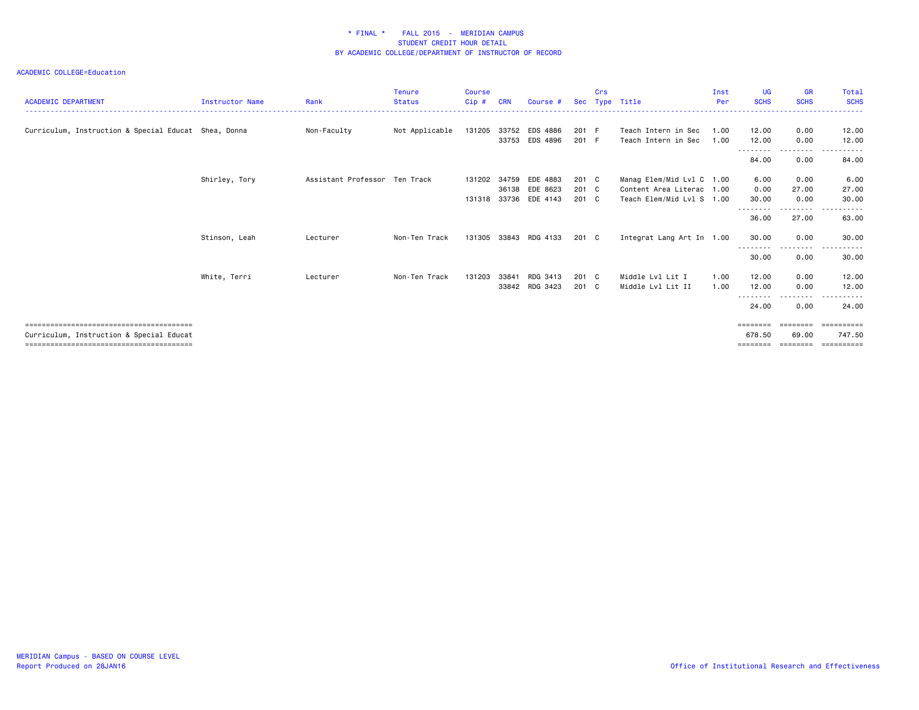# * FINAL * FALL 2015 - MERIDIAN CAMPUS
## STUDENT CREDIT HOUR DETAIL
## BY ACADEMIC COLLEGE/DEPARTMENT OF INSTRUCTOR OF RECORD

ACADEMIC COLLEGE=Education

| ACADEMIC DEPARTMENT | Instructor Name | Rank | Tenure Status | Course Cip # | CRN | Course # | Sec | Crs Type | Title | Inst Per | UG SCHS | GR SCHS | Total SCHS |
|---|---|---|---|---|---|---|---|---|---|---|---|---|---|
| Curriculum, Instruction & Special Educat | Shea, Donna | Non-Faculty | Not Applicable | 131205 | 33752 | EDS 4886 | 201 | F | Teach Intern in Sec | 1.00 | 12.00 | 0.00 | 12.00 |
| | | | | | 33753 | EDS 4896 | 201 | F | Teach Intern in Sec | 1.00 | 12.00 | 0.00 | 12.00 |
| | | | | | | | | | | | 84.00 | 0.00 | 84.00 |
| | Shirley, Tory | Assistant Professor | Ten Track | 131202 | 34759 | EDE 4883 | 201 | C | Manag Elem/Mid Lvl C | 1.00 | 6.00 | 0.00 | 6.00 |
| | | | | | 36138 | EDE 8623 | 201 | C | Content Area Literac | 1.00 | 0.00 | 27.00 | 27.00 |
| | | | | 131318 | 33736 | EDE 4143 | 201 | C | Teach Elem/Mid Lvl S | 1.00 | 30.00 | 0.00 | 30.00 |
| | | | | | | | | | | | 36.00 | 27.00 | 63.00 |
| | Stinson, Leah | Lecturer | Non-Ten Track | 131305 | 33843 | RDG 4133 | 201 | C | Integrat Lang Art In | 1.00 | 30.00 | 0.00 | 30.00 |
| | | | | | | | | | | | 30.00 | 0.00 | 30.00 |
| | White, Terri | Lecturer | Non-Ten Track | 131203 | 33841 | RDG 3413 | 201 | C | Middle Lvl Lit I | 1.00 | 12.00 | 0.00 | 12.00 |
| | | | | | 33842 | RDG 3423 | 201 | C | Middle Lvl Lit II | 1.00 | 12.00 | 0.00 | 12.00 |
| | | | | | | | | | | | 24.00 | 0.00 | 24.00 |
| Curriculum, Instruction & Special Educat | | | | | | | | | | | 678.50 | 69.00 | 747.50 |

MERIDIAN Campus - BASED ON COURSE LEVEL
Report Produced on 28JAN16

Office of Institutional Research and Effectiveness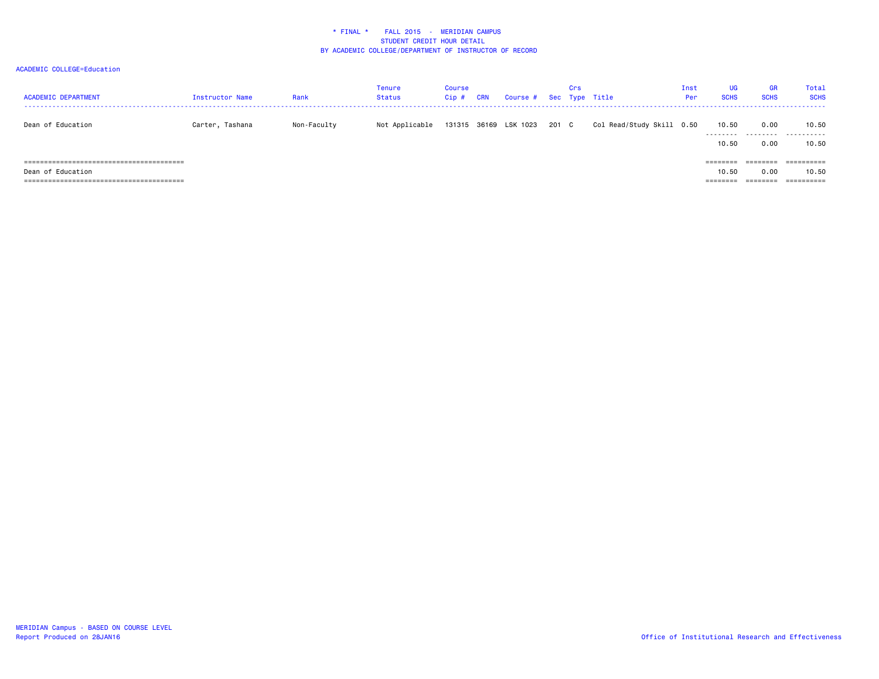\* FINAL \* FALL 2015 - MERIDIAN CAMPUS
STUDENT CREDIT HOUR DETAIL
BY ACADEMIC COLLEGE/DEPARTMENT OF INSTRUCTOR OF RECORD

ACADEMIC COLLEGE=Education

| ACADEMIC DEPARTMENT | Instructor Name | Rank | Tenure Status | Course Cip # | CRN | Course # | Sec | Crs Type | Title | Inst Per | UG SCHS | GR SCHS | Total SCHS |
|---|---|---|---|---|---|---|---|---|---|---|---|---|---|
| Dean of Education | Carter, Tashana | Non-Faculty | Not Applicable | 131315 | 36169 | LSK 1023 | 201 | C | Col Read/Study Skill | 0.50 | 10.50 | 0.00 | 10.50 |
| | | | | | | | | | | | 10.50 | 0.00 | 10.50 |
| Dean of Education | | | | | | | | | | | 10.50 | 0.00 | 10.50 |

MERIDIAN Campus - BASED ON COURSE LEVEL
Report Produced on 28JAN16

Office of Institutional Research and Effectiveness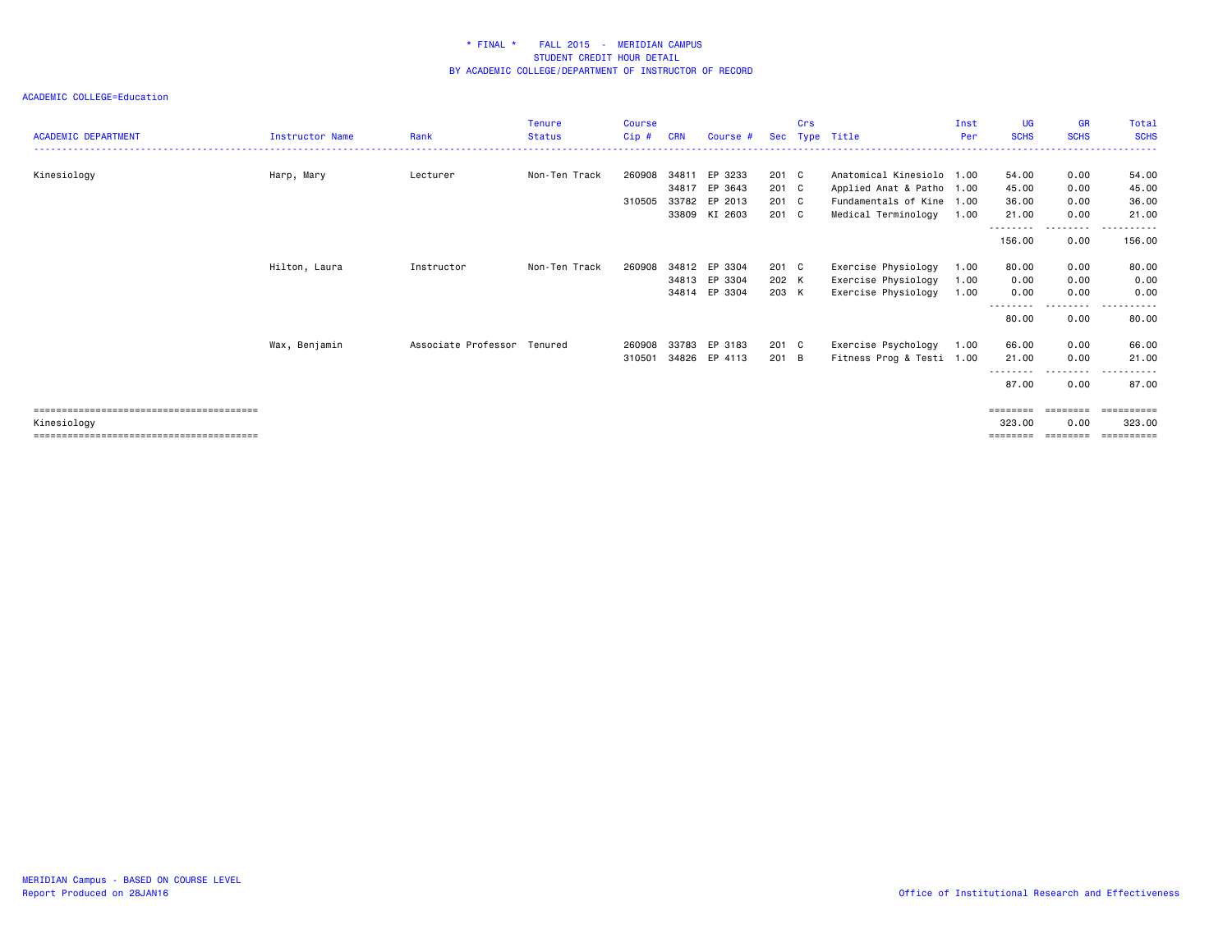# * FINAL * FALL 2015 - MERIDIAN CAMPUS
## STUDENT CREDIT HOUR DETAIL
## BY ACADEMIC COLLEGE/DEPARTMENT OF INSTRUCTOR OF RECORD

ACADEMIC COLLEGE=Education

| ACADEMIC DEPARTMENT | Instructor Name | Rank | Tenure Status | Course Cip # | CRN | Course # | Sec | Crs Type | Title | Inst Per | UG SCHS | GR SCHS | Total SCHS |
|---|---|---|---|---|---|---|---|---|---|---|---|---|---|
| Kinesiology | Harp, Mary | Lecturer | Non-Ten Track | 260908 | 34811 | EP 3233 | 201 | C | Anatomical Kinesiolo | 1.00 | 54.00 | 0.00 | 54.00 |
| | | | | | 34817 | EP 3643 | 201 | C | Applied Anat & Patho | 1.00 | 45.00 | 0.00 | 45.00 |
| | | | | 310505 | 33782 | EP 2013 | 201 | C | Fundamentals of Kine | 1.00 | 36.00 | 0.00 | 36.00 |
| | | | | | 33809 | KI 2603 | 201 | C | Medical Terminology | 1.00 | 21.00 | 0.00 | 21.00 |
| | | | | | | | | | | | 156.00 | 0.00 | 156.00 |
| | Hilton, Laura | Instructor | Non-Ten Track | 260908 | 34812 | EP 3304 | 201 | C | Exercise Physiology | 1.00 | 80.00 | 0.00 | 80.00 |
| | | | | | 34813 | EP 3304 | 202 | K | Exercise Physiology | 1.00 | 0.00 | 0.00 | 0.00 |
| | | | | | 34814 | EP 3304 | 203 | K | Exercise Physiology | 1.00 | 0.00 | 0.00 | 0.00 |
| | | | | | | | | | | | 80.00 | 0.00 | 80.00 |
| | Wax, Benjamin | Associate Professor | Tenured | 260908 | 33783 | EP 3183 | 201 | C | Exercise Psychology | 1.00 | 66.00 | 0.00 | 66.00 |
| | | | | 310501 | 34826 | EP 4113 | 201 | B | Fitness Prog & Testi | 1.00 | 21.00 | 0.00 | 21.00 |
| | | | | | | | | | | | 87.00 | 0.00 | 87.00 |
| Kinesiology | | | | | | | | | | | 323.00 | 0.00 | 323.00 |

MERIDIAN Campus - BASED ON COURSE LEVEL
Report Produced on 28JAN16

Office of Institutional Research and Effectiveness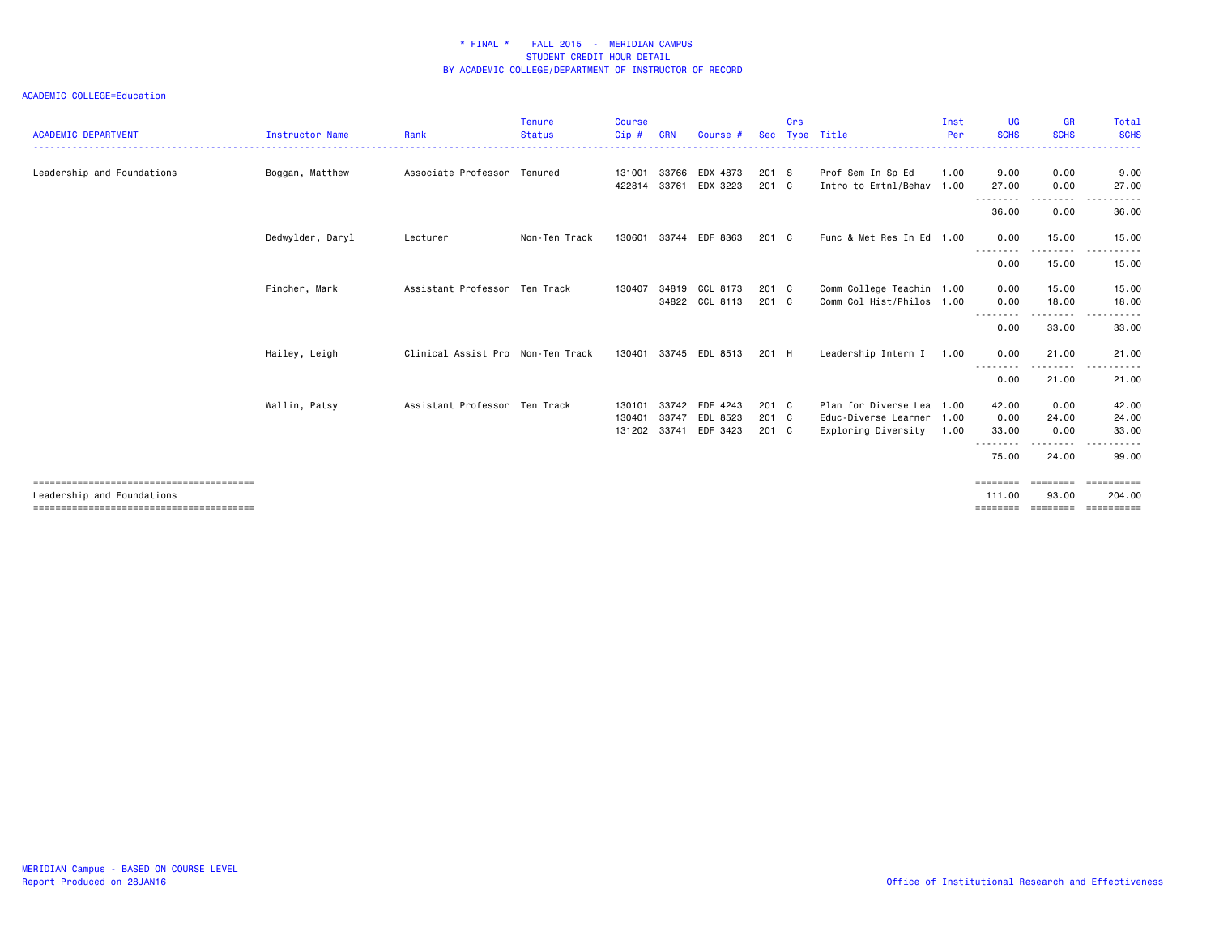\* FINAL \* FALL 2015 - MERIDIAN CAMPUS
STUDENT CREDIT HOUR DETAIL
BY ACADEMIC COLLEGE/DEPARTMENT OF INSTRUCTOR OF RECORD

ACADEMIC COLLEGE=Education

| ACADEMIC DEPARTMENT | Instructor Name | Rank | Tenure Status | Course Cip # | CRN | Course # | Sec | Crs Type | Title | Inst Per | UG SCHS | GR SCHS | Total SCHS |
|---|---|---|---|---|---|---|---|---|---|---|---|---|---|
| Leadership and Foundations | Boggan, Matthew | Associate Professor | Tenured | 131001 | 33766 | EDX 4873 | 201 | S | Prof Sem In Sp Ed | 1.00 | 9.00 | 0.00 | 9.00 |
| | | | | 422814 | 33761 | EDX 3223 | 201 | C | Intro to Emtnl/Behav | 1.00 | 27.00 | 0.00 | 27.00 |
| | | | | | | | | | | | 36.00 | 0.00 | 36.00 |
| | Dedwylder, Daryl | Lecturer | Non-Ten Track | 130601 | 33744 | EDF 8363 | 201 | C | Func & Met Res In Ed | 1.00 | 0.00 | 15.00 | 15.00 |
| | | | | | | | | | | | 0.00 | 15.00 | 15.00 |
| | Fincher, Mark | Assistant Professor | Ten Track | 130407 | 34819 | CCL 8173 | 201 | C | Comm College Teachin | 1.00 | 0.00 | 15.00 | 15.00 |
| | | | | | 34822 | CCL 8113 | 201 | C | Comm Col Hist/Philos | 1.00 | 0.00 | 18.00 | 18.00 |
| | | | | | | | | | | | 0.00 | 33.00 | 33.00 |
| | Hailey, Leigh | Clinical Assist Pro | Non-Ten Track | 130401 | 33745 | EDL 8513 | 201 | H | Leadership Intern I | 1.00 | 0.00 | 21.00 | 21.00 |
| | | | | | | | | | | | 0.00 | 21.00 | 21.00 |
| | Wallin, Patsy | Assistant Professor | Ten Track | 130101 | 33742 | EDF 4243 | 201 | C | Plan for Diverse Lea | 1.00 | 42.00 | 0.00 | 42.00 |
| | | | | 130401 | 33747 | EDL 8523 | 201 | C | Educ-Diverse Learner | 1.00 | 0.00 | 24.00 | 24.00 |
| | | | | 131202 | 33741 | EDF 3423 | 201 | C | Exploring Diversity | 1.00 | 33.00 | 0.00 | 33.00 |
| | | | | | | | | | | | 75.00 | 24.00 | 99.00 |
| Leadership and Foundations | | | | | | | | | | | 111.00 | 93.00 | 204.00 |

MERIDIAN Campus - BASED ON COURSE LEVEL
Report Produced on 28JAN16

Office of Institutional Research and Effectiveness